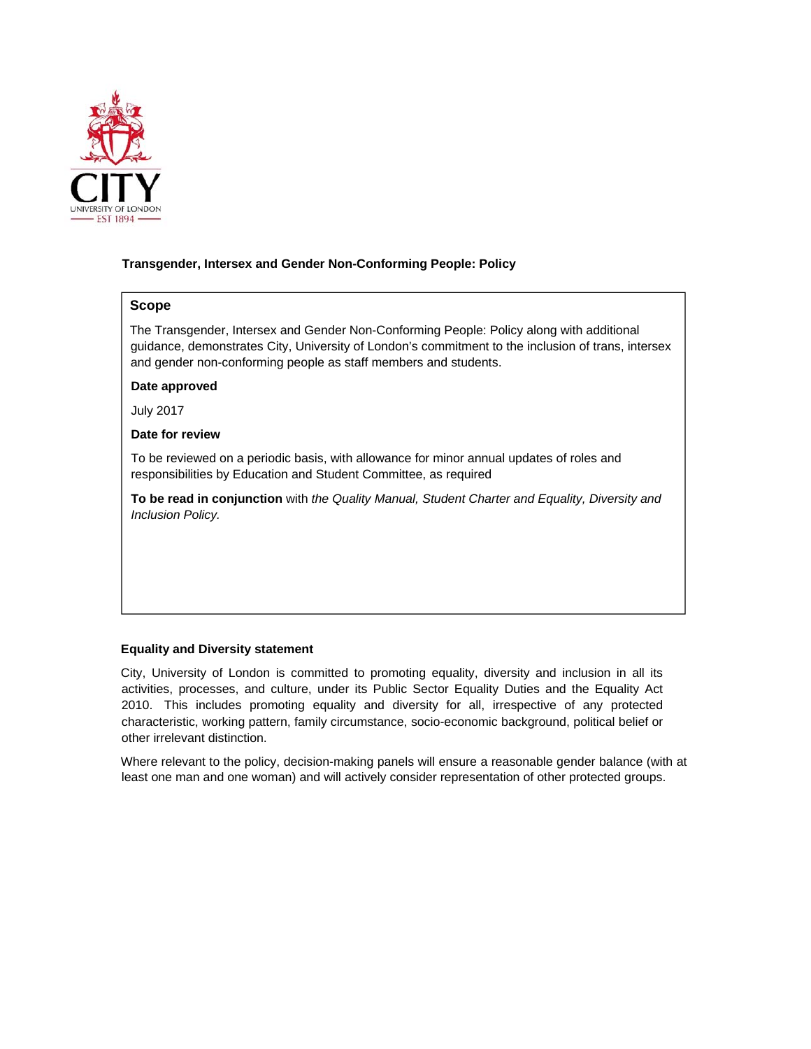**Transgender, Intersex and Gender Non-Conforming People: Policy**

## Scope

The Transgender, Intersex and Gender Non-Conforming People: Policy along with additional guidance, demonstrates City, University of London's commitment to the inclusion of trans, intersex and gender non-conforming people as staff members and students.

**Date approved**

July 2017

**Date for review**

To be reviewed on a periodic basis, with allowance for minor annual updates of roles and responsibilities by Education and Student Committee, as required

**To be read in conjunction** with *the Quality Manual, Student Charter and Equality, Diversity and Inclusion Policy.*

**Equality and Diversity statement**

City, University of London is committed to promoting equality, diversity and inclusion in all its activities, processes, and culture, under its Public Sector Equality Duties and the Equality Act 2010. This includes promoting equality and diversity for all, irrespective of any protected characteristic, working pattern, family circumstance, socio-economic background, political belief or other irrelevant distinction.

Where relevant to the policy, decision-making panels will ensure a reasonable gender balance (with at least one man and one woman) and will actively consider representation of other protected groups.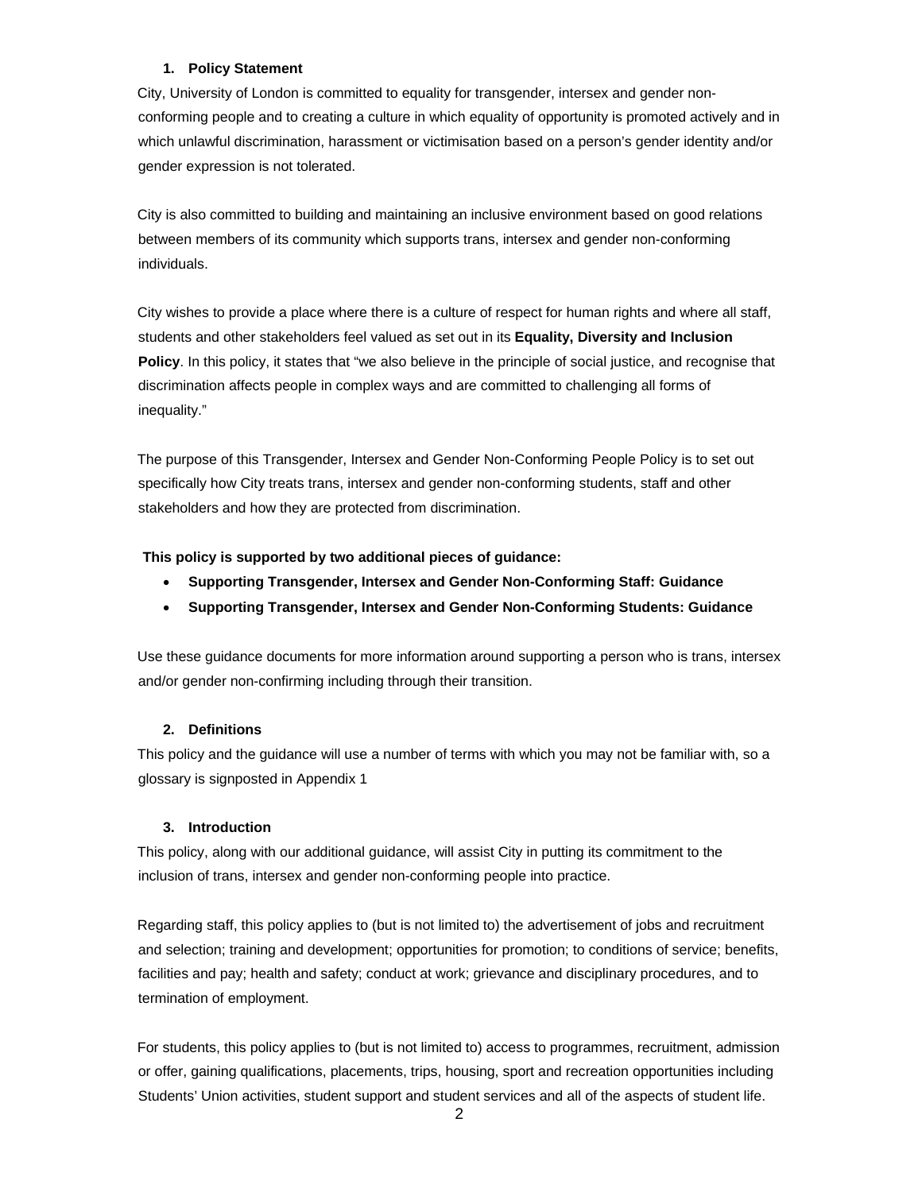## 1. Policy Statement

City, University of London is committed to equality for transgender, intersex and gender non-conforming people and to creating a culture in which equality of opportunity is promoted actively and in which unlawful discrimination, harassment or victimisation based on a person's gender identity and/or gender expression is not tolerated.

City is also committed to building and maintaining an inclusive environment based on good relations between members of its community which supports trans, intersex and gender non-conforming individuals.

City wishes to provide a place where there is a culture of respect for human rights and where all staff, students and other stakeholders feel valued as set out in its **Equality, Diversity and Inclusion Policy**. In this policy, it states that "we also believe in the principle of social justice, and recognise that discrimination affects people in complex ways and are committed to challenging all forms of inequality."

The purpose of this Transgender, Intersex and Gender Non-Conforming People Policy is to set out specifically how City treats trans, intersex and gender non-conforming students, staff and other stakeholders and how they are protected from discrimination.

**This policy is supported by two additional pieces of guidance:**

- **Supporting Transgender, Intersex and Gender Non-Conforming Staff: Guidance**
- **Supporting Transgender, Intersex and Gender Non-Conforming Students: Guidance**

Use these guidance documents for more information around supporting a person who is trans, intersex and/or gender non-confirming including through their transition.

## 2. Definitions

This policy and the guidance will use a number of terms with which you may not be familiar with, so a glossary is signposted in Appendix 1

## 3. Introduction

This policy, along with our additional guidance, will assist City in putting its commitment to the inclusion of trans, intersex and gender non-conforming people into practice.

Regarding staff, this policy applies to (but is not limited to) the advertisement of jobs and recruitment and selection; training and development; opportunities for promotion; to conditions of service; benefits, facilities and pay; health and safety; conduct at work; grievance and disciplinary procedures, and to termination of employment.

For students, this policy applies to (but is not limited to) access to programmes, recruitment, admission or offer, gaining qualifications, placements, trips, housing, sport and recreation opportunities including Students' Union activities, student support and student services and all of the aspects of student life.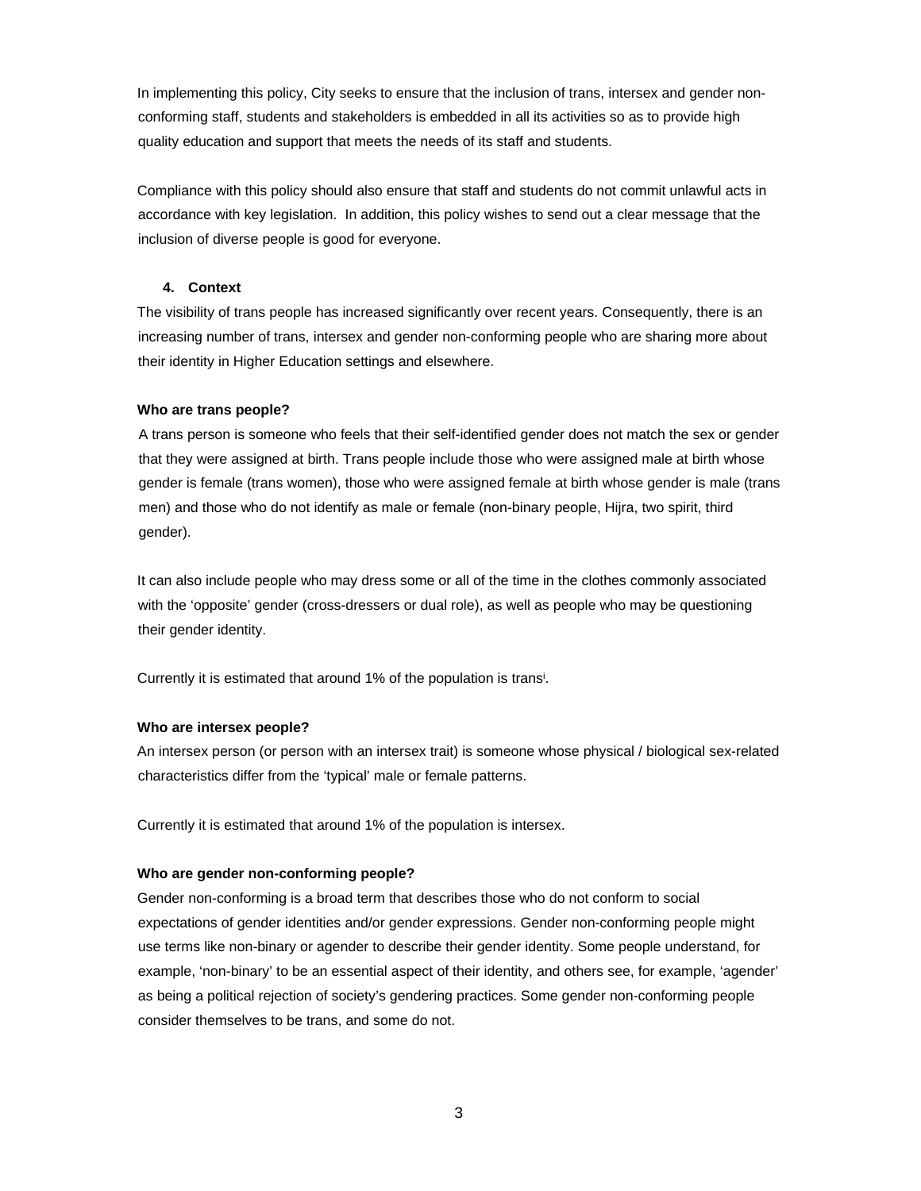In implementing this policy, City seeks to ensure that the inclusion of trans, intersex and gender non-conforming staff, students and stakeholders is embedded in all its activities so as to provide high quality education and support that meets the needs of its staff and students.

Compliance with this policy should also ensure that staff and students do not commit unlawful acts in accordance with key legislation. In addition, this policy wishes to send out a clear message that the inclusion of diverse people is good for everyone.

## 4. Context

The visibility of trans people has increased significantly over recent years. Consequently, there is an increasing number of trans, intersex and gender non-conforming people who are sharing more about their identity in Higher Education settings and elsewhere.

**Who are trans people?**

A trans person is someone who feels that their self-identified gender does not match the sex or gender that they were assigned at birth. Trans people include those who were assigned male at birth whose gender is female (trans women), those who were assigned female at birth whose gender is male (trans men) and those who do not identify as male or female (non-binary people, Hijra, two spirit, third gender).

It can also include people who may dress some or all of the time in the clothes commonly associated with the 'opposite' gender (cross-dressers or dual role), as well as people who may be questioning their gender identity.

Currently it is estimated that around 1% of the population is trans[i].

**Who are intersex people?**

An intersex person (or person with an intersex trait) is someone whose physical / biological sex-related characteristics differ from the 'typical' male or female patterns.

Currently it is estimated that around 1% of the population is intersex.

**Who are gender non-conforming people?**

Gender non-conforming is a broad term that describes those who do not conform to social expectations of gender identities and/or gender expressions. Gender non-conforming people might use terms like non-binary or agender to describe their gender identity. Some people understand, for example, 'non-binary' to be an essential aspect of their identity, and others see, for example, 'agender' as being a political rejection of society's gendering practices. Some gender non-conforming people consider themselves to be trans, and some do not.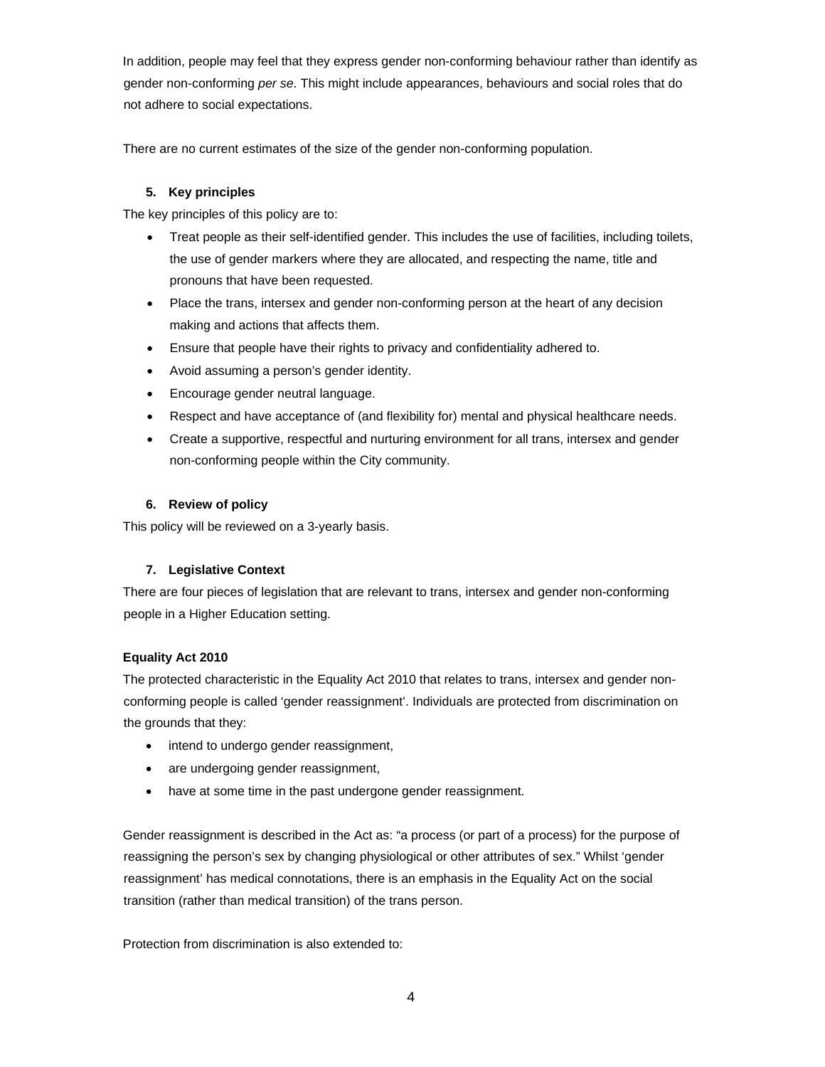In addition, people may feel that they express gender non-conforming behaviour rather than identify as gender non-conforming *per se*. This might include appearances, behaviours and social roles that do not adhere to social expectations.

There are no current estimates of the size of the gender non-conforming population.

## 5. Key principles

The key principles of this policy are to:

- Treat people as their self-identified gender. This includes the use of facilities, including toilets, the use of gender markers where they are allocated, and respecting the name, title and pronouns that have been requested.
- Place the trans, intersex and gender non-conforming person at the heart of any decision making and actions that affects them.
- Ensure that people have their rights to privacy and confidentiality adhered to.
- Avoid assuming a person's gender identity.
- Encourage gender neutral language.
- Respect and have acceptance of (and flexibility for) mental and physical healthcare needs.
- Create a supportive, respectful and nurturing environment for all trans, intersex and gender non-conforming people within the City community.

## 6. Review of policy

This policy will be reviewed on a 3-yearly basis.

## 7. Legislative Context

There are four pieces of legislation that are relevant to trans, intersex and gender non-conforming people in a Higher Education setting.

### Equality Act 2010

The protected characteristic in the Equality Act 2010 that relates to trans, intersex and gender non-conforming people is called 'gender reassignment'. Individuals are protected from discrimination on the grounds that they:

- intend to undergo gender reassignment,
- are undergoing gender reassignment,
- have at some time in the past undergone gender reassignment.

Gender reassignment is described in the Act as: "a process (or part of a process) for the purpose of reassigning the person's sex by changing physiological or other attributes of sex." Whilst 'gender reassignment' has medical connotations, there is an emphasis in the Equality Act on the social transition (rather than medical transition) of the trans person.

Protection from discrimination is also extended to: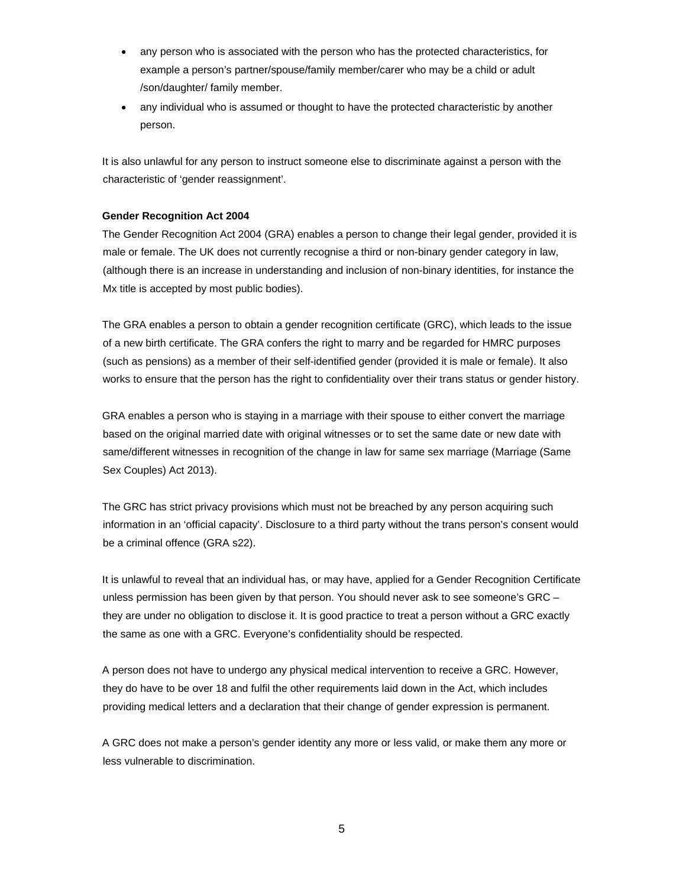- any person who is associated with the person who has the protected characteristics, for example a person's partner/spouse/family member/carer who may be a child or adult /son/daughter/ family member.
- any individual who is assumed or thought to have the protected characteristic by another person.

It is also unlawful for any person to instruct someone else to discriminate against a person with the characteristic of 'gender reassignment'.

**Gender Recognition Act 2004**

The Gender Recognition Act 2004 (GRA) enables a person to change their legal gender, provided it is male or female. The UK does not currently recognise a third or non-binary gender category in law, (although there is an increase in understanding and inclusion of non-binary identities, for instance the Mx title is accepted by most public bodies).

The GRA enables a person to obtain a gender recognition certificate (GRC), which leads to the issue of a new birth certificate. The GRA confers the right to marry and be regarded for HMRC purposes (such as pensions) as a member of their self-identified gender (provided it is male or female). It also works to ensure that the person has the right to confidentiality over their trans status or gender history.

GRA enables a person who is staying in a marriage with their spouse to either convert the marriage based on the original married date with original witnesses or to set the same date or new date with same/different witnesses in recognition of the change in law for same sex marriage (Marriage (Same Sex Couples) Act 2013).

The GRC has strict privacy provisions which must not be breached by any person acquiring such information in an 'official capacity'. Disclosure to a third party without the trans person's consent would be a criminal offence (GRA s22).

It is unlawful to reveal that an individual has, or may have, applied for a Gender Recognition Certificate unless permission has been given by that person. You should never ask to see someone's GRC – they are under no obligation to disclose it. It is good practice to treat a person without a GRC exactly the same as one with a GRC. Everyone's confidentiality should be respected.

A person does not have to undergo any physical medical intervention to receive a GRC. However, they do have to be over 18 and fulfil the other requirements laid down in the Act, which includes providing medical letters and a declaration that their change of gender expression is permanent.

A GRC does not make a person's gender identity any more or less valid, or make them any more or less vulnerable to discrimination.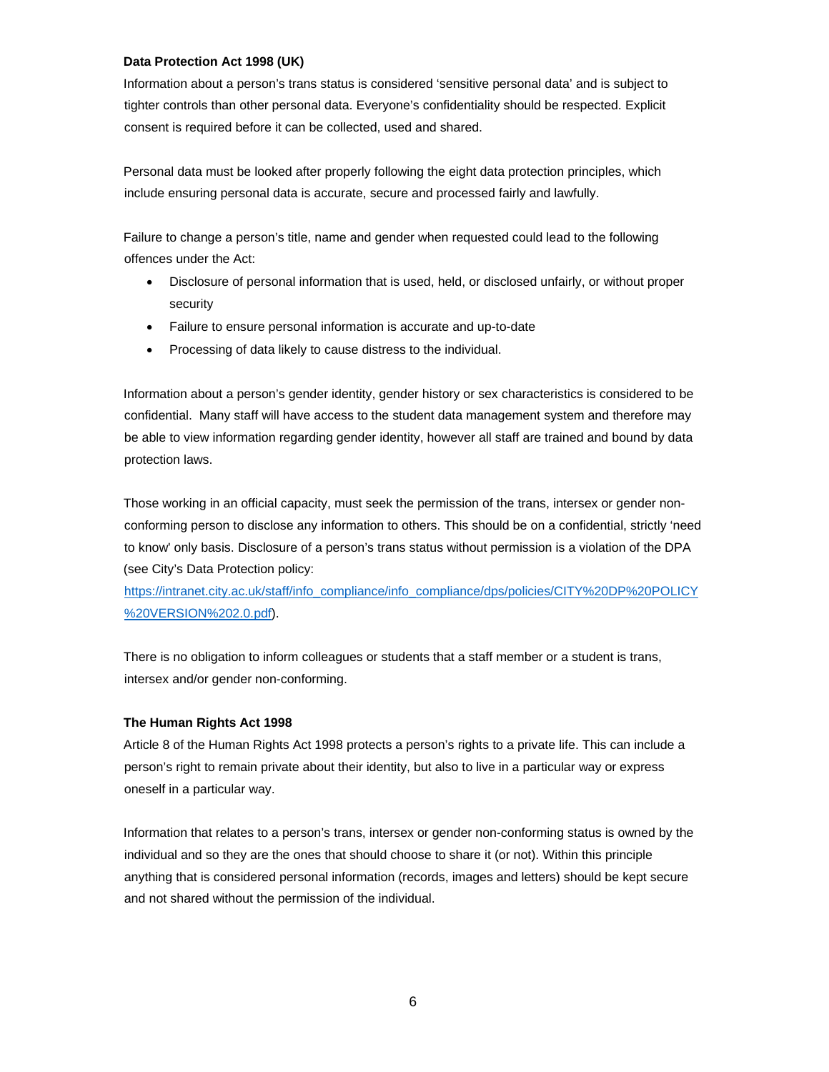**Data Protection Act 1998 (UK)**

Information about a person's trans status is considered 'sensitive personal data' and is subject to tighter controls than other personal data. Everyone's confidentiality should be respected. Explicit consent is required before it can be collected, used and shared.

Personal data must be looked after properly following the eight data protection principles, which include ensuring personal data is accurate, secure and processed fairly and lawfully.

Failure to change a person's title, name and gender when requested could lead to the following offences under the Act:

- Disclosure of personal information that is used, held, or disclosed unfairly, or without proper security
- Failure to ensure personal information is accurate and up-to-date
- Processing of data likely to cause distress to the individual.

Information about a person's gender identity, gender history or sex characteristics is considered to be confidential. Many staff will have access to the student data management system and therefore may be able to view information regarding gender identity, however all staff are trained and bound by data protection laws.

Those working in an official capacity, must seek the permission of the trans, intersex or gender non-conforming person to disclose any information to others. This should be on a confidential, strictly 'need to know' only basis. Disclosure of a person's trans status without permission is a violation of the DPA (see City's Data Protection policy: https://intranet.city.ac.uk/staff/info_compliance/info_compliance/dps/policies/CITY%20DP%20POLICY%20VERSION%202.0.pdf).

There is no obligation to inform colleagues or students that a staff member or a student is trans, intersex and/or gender non-conforming.

**The Human Rights Act 1998**

Article 8 of the Human Rights Act 1998 protects a person's rights to a private life. This can include a person's right to remain private about their identity, but also to live in a particular way or express oneself in a particular way.

Information that relates to a person's trans, intersex or gender non-conforming status is owned by the individual and so they are the ones that should choose to share it (or not). Within this principle anything that is considered personal information (records, images and letters) should be kept secure and not shared without the permission of the individual.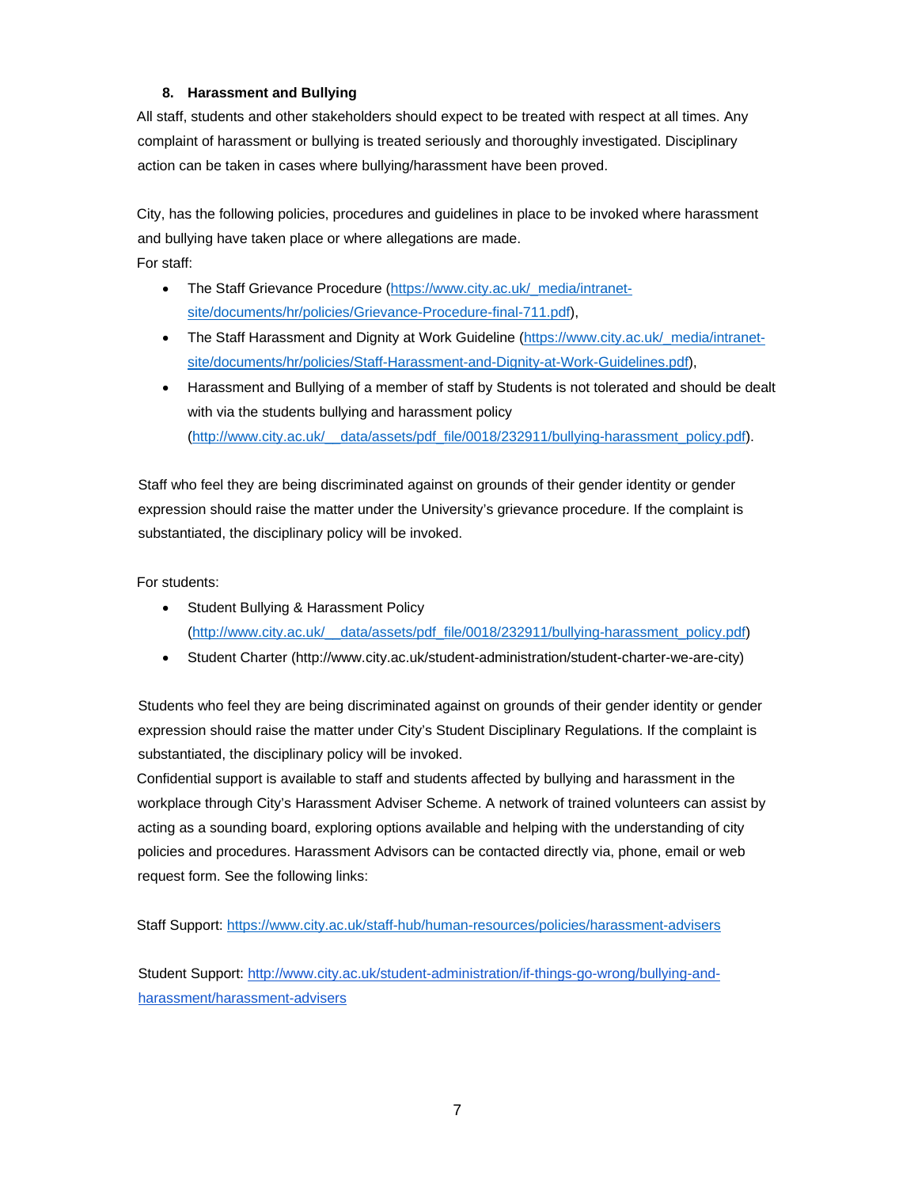## 8. Harassment and Bullying

All staff, students and other stakeholders should expect to be treated with respect at all times. Any complaint of harassment or bullying is treated seriously and thoroughly investigated. Disciplinary action can be taken in cases where bullying/harassment have been proved.

City, has the following policies, procedures and guidelines in place to be invoked where harassment and bullying have taken place or where allegations are made.

For staff:

- The Staff Grievance Procedure (https://www.city.ac.uk/_media/intranet-site/documents/hr/policies/Grievance-Procedure-final-711.pdf),
- The Staff Harassment and Dignity at Work Guideline (https://www.city.ac.uk/_media/intranet-site/documents/hr/policies/Staff-Harassment-and-Dignity-at-Work-Guidelines.pdf),
- Harassment and Bullying of a member of staff by Students is not tolerated and should be dealt with via the students bullying and harassment policy (http://www.city.ac.uk/__data/assets/pdf_file/0018/232911/bullying-harassment_policy.pdf).

Staff who feel they are being discriminated against on grounds of their gender identity or gender expression should raise the matter under the University's grievance procedure. If the complaint is substantiated, the disciplinary policy will be invoked.

For students:

- Student Bullying & Harassment Policy (http://www.city.ac.uk/__data/assets/pdf_file/0018/232911/bullying-harassment_policy.pdf)
- Student Charter (http://www.city.ac.uk/student-administration/student-charter-we-are-city)

Students who feel they are being discriminated against on grounds of their gender identity or gender expression should raise the matter under City's Student Disciplinary Regulations. If the complaint is substantiated, the disciplinary policy will be invoked.

Confidential support is available to staff and students affected by bullying and harassment in the workplace through City's Harassment Adviser Scheme. A network of trained volunteers can assist by acting as a sounding board, exploring options available and helping with the understanding of city policies and procedures. Harassment Advisors can be contacted directly via, phone, email or web request form. See the following links:

Staff Support: https://www.city.ac.uk/staff-hub/human-resources/policies/harassment-advisers

Student Support: http://www.city.ac.uk/student-administration/if-things-go-wrong/bullying-and-harassment/harassment-advisers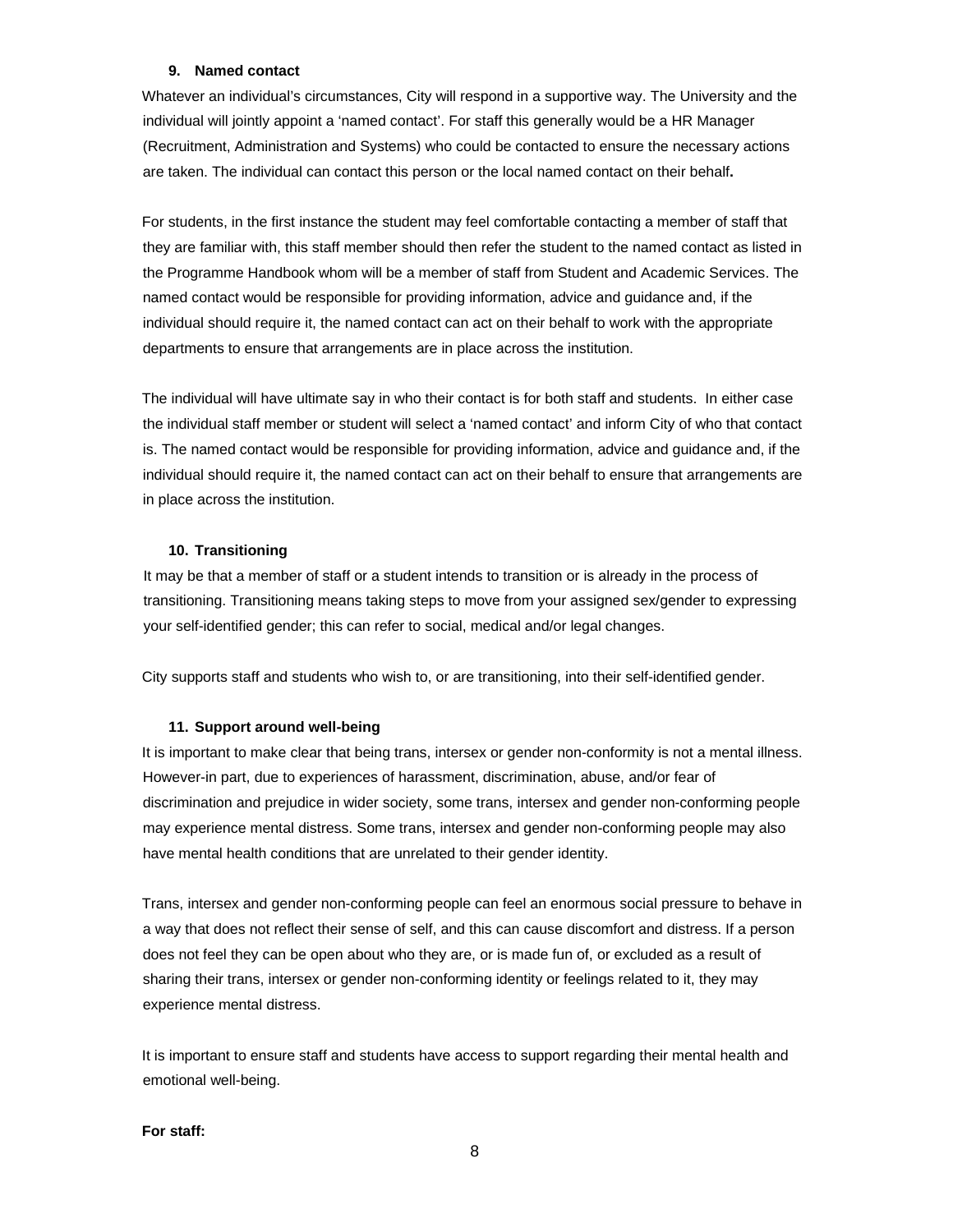### 9. Named contact

Whatever an individual's circumstances, City will respond in a supportive way. The University and the individual will jointly appoint a 'named contact'. For staff this generally would be a HR Manager (Recruitment, Administration and Systems) who could be contacted to ensure the necessary actions are taken. The individual can contact this person or the local named contact on their behalf**.**

For students, in the first instance the student may feel comfortable contacting a member of staff that they are familiar with, this staff member should then refer the student to the named contact as listed in the Programme Handbook whom will be a member of staff from Student and Academic Services. The named contact would be responsible for providing information, advice and guidance and, if the individual should require it, the named contact can act on their behalf to work with the appropriate departments to ensure that arrangements are in place across the institution.

The individual will have ultimate say in who their contact is for both staff and students. In either case the individual staff member or student will select a 'named contact' and inform City of who that contact is. The named contact would be responsible for providing information, advice and guidance and, if the individual should require it, the named contact can act on their behalf to ensure that arrangements are in place across the institution.

### 10. Transitioning

It may be that a member of staff or a student intends to transition or is already in the process of transitioning. Transitioning means taking steps to move from your assigned sex/gender to expressing your self-identified gender; this can refer to social, medical and/or legal changes.

City supports staff and students who wish to, or are transitioning, into their self-identified gender.

### 11. Support around well-being

It is important to make clear that being trans, intersex or gender non-conformity is not a mental illness. However-in part, due to experiences of harassment, discrimination, abuse, and/or fear of discrimination and prejudice in wider society, some trans, intersex and gender non-conforming people may experience mental distress. Some trans, intersex and gender non-conforming people may also have mental health conditions that are unrelated to their gender identity.

Trans, intersex and gender non-conforming people can feel an enormous social pressure to behave in a way that does not reflect their sense of self, and this can cause discomfort and distress. If a person does not feel they can be open about who they are, or is made fun of, or excluded as a result of sharing their trans, intersex or gender non-conforming identity or feelings related to it, they may experience mental distress.

It is important to ensure staff and students have access to support regarding their mental health and emotional well-being.

**For staff:**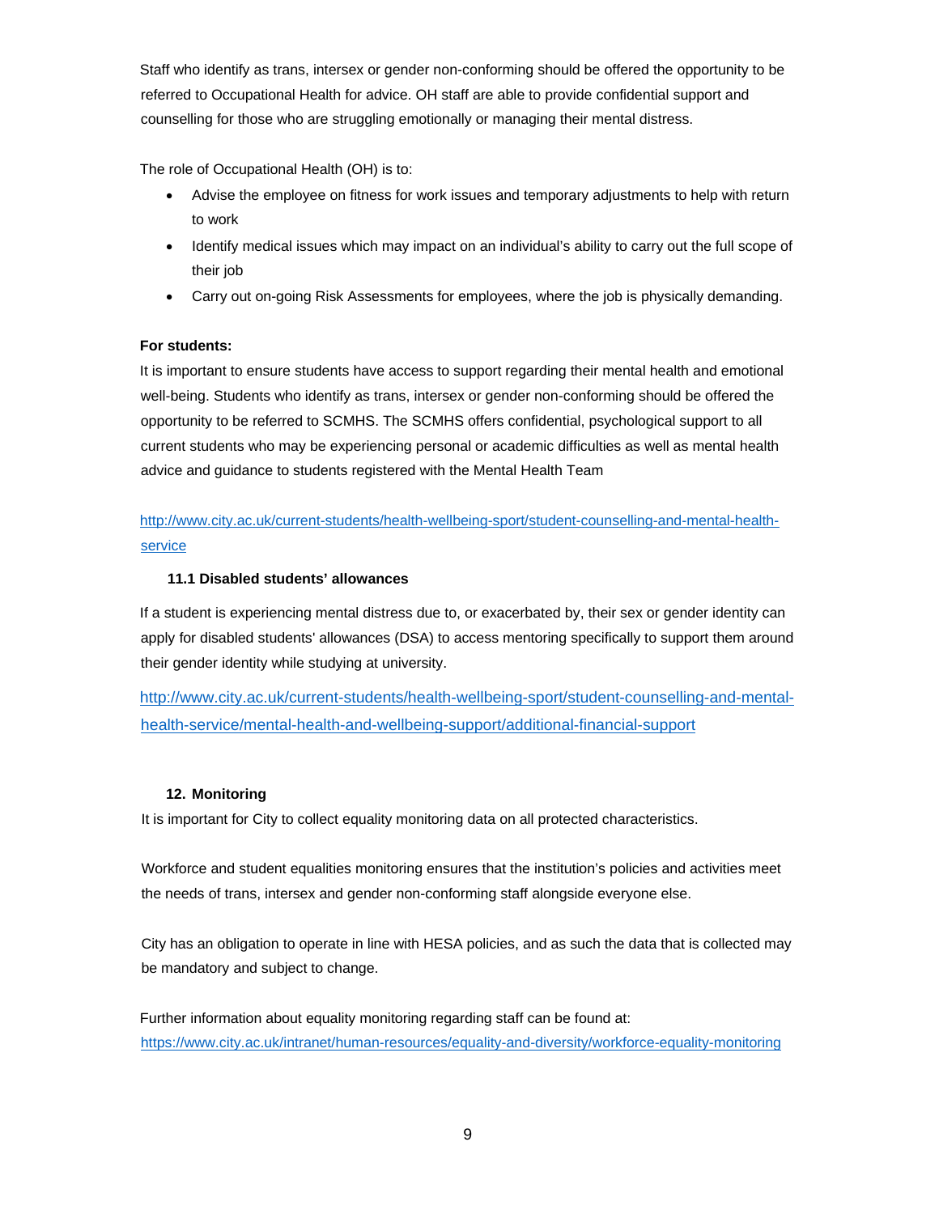Staff who identify as trans, intersex or gender non-conforming should be offered the opportunity to be referred to Occupational Health for advice. OH staff are able to provide confidential support and counselling for those who are struggling emotionally or managing their mental distress.

The role of Occupational Health (OH) is to:

- Advise the employee on fitness for work issues and temporary adjustments to help with return to work
- Identify medical issues which may impact on an individual's ability to carry out the full scope of their job
- Carry out on-going Risk Assessments for employees, where the job is physically demanding.

**For students:**

It is important to ensure students have access to support regarding their mental health and emotional well-being. Students who identify as trans, intersex or gender non-conforming should be offered the opportunity to be referred to SCMHS. The SCMHS offers confidential, psychological support to all current students who may be experiencing personal or academic difficulties as well as mental health advice and guidance to students registered with the Mental Health Team

http://www.city.ac.uk/current-students/health-wellbeing-sport/student-counselling-and-mental-health-service

### 11.1 Disabled students' allowances

If a student is experiencing mental distress due to, or exacerbated by, their sex or gender identity can apply for disabled students' allowances (DSA) to access mentoring specifically to support them around their gender identity while studying at university.

http://www.city.ac.uk/current-students/health-wellbeing-sport/student-counselling-and-mental-health-service/mental-health-and-wellbeing-support/additional-financial-support

## 12. Monitoring

It is important for City to collect equality monitoring data on all protected characteristics.

Workforce and student equalities monitoring ensures that the institution's policies and activities meet the needs of trans, intersex and gender non-conforming staff alongside everyone else.

City has an obligation to operate in line with HESA policies, and as such the data that is collected may be mandatory and subject to change.

Further information about equality monitoring regarding staff can be found at:
https://www.city.ac.uk/intranet/human-resources/equality-and-diversity/workforce-equality-monitoring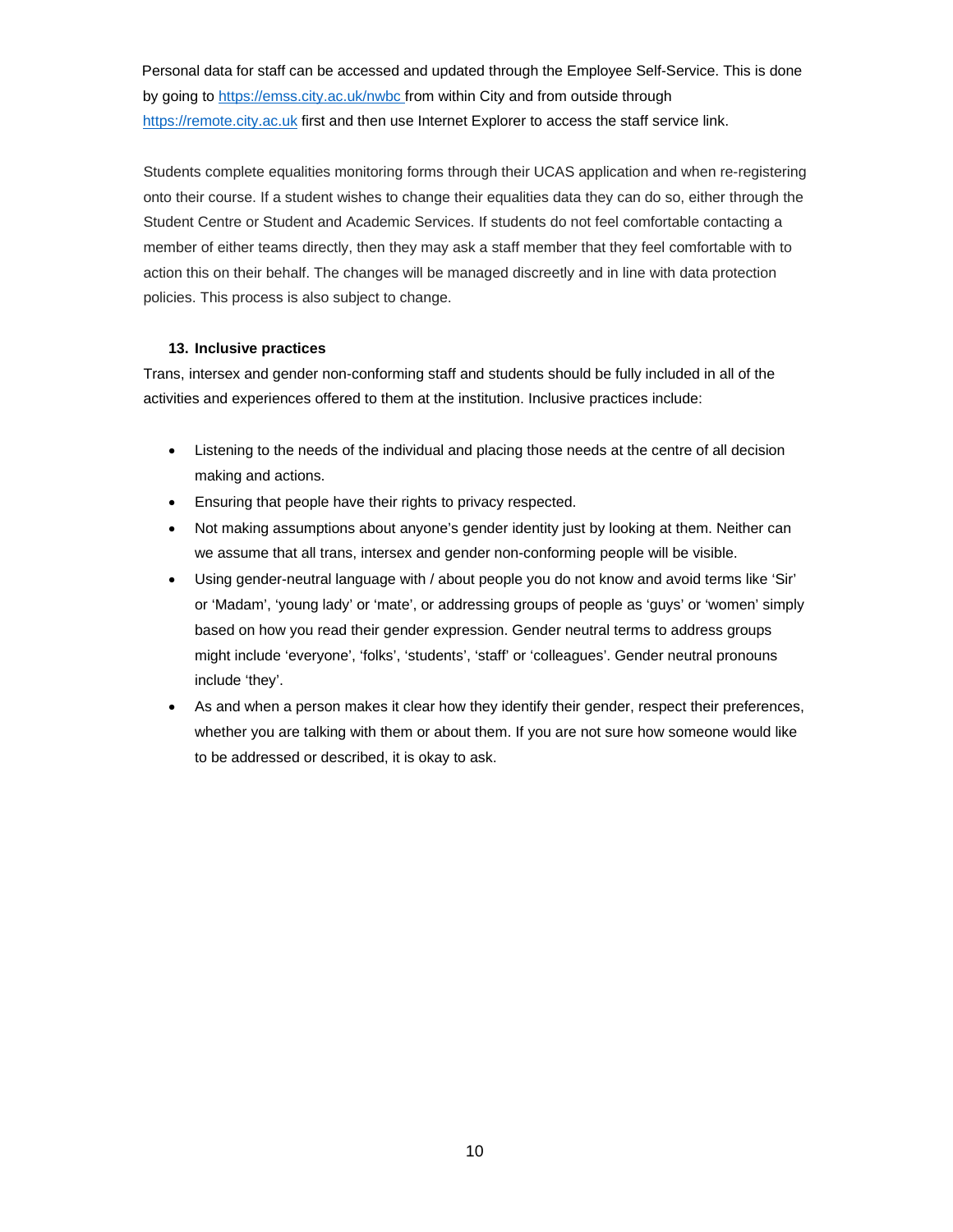Personal data for staff can be accessed and updated through the Employee Self-Service. This is done by going to https://emss.city.ac.uk/nwbc from within City and from outside through https://remote.city.ac.uk first and then use Internet Explorer to access the staff service link.

Students complete equalities monitoring forms through their UCAS application and when re-registering onto their course. If a student wishes to change their equalities data they can do so, either through the Student Centre or Student and Academic Services. If students do not feel comfortable contacting a member of either teams directly, then they may ask a staff member that they feel comfortable with to action this on their behalf. The changes will be managed discreetly and in line with data protection policies. This process is also subject to change.

## 13. Inclusive practices

Trans, intersex and gender non-conforming staff and students should be fully included in all of the activities and experiences offered to them at the institution. Inclusive practices include:

- Listening to the needs of the individual and placing those needs at the centre of all decision making and actions.
- Ensuring that people have their rights to privacy respected.
- Not making assumptions about anyone's gender identity just by looking at them. Neither can we assume that all trans, intersex and gender non-conforming people will be visible.
- Using gender-neutral language with / about people you do not know and avoid terms like 'Sir' or 'Madam', 'young lady' or 'mate', or addressing groups of people as 'guys' or 'women' simply based on how you read their gender expression. Gender neutral terms to address groups might include 'everyone', 'folks', 'students', 'staff' or 'colleagues'. Gender neutral pronouns include 'they'.
- As and when a person makes it clear how they identify their gender, respect their preferences, whether you are talking with them or about them. If you are not sure how someone would like to be addressed or described, it is okay to ask.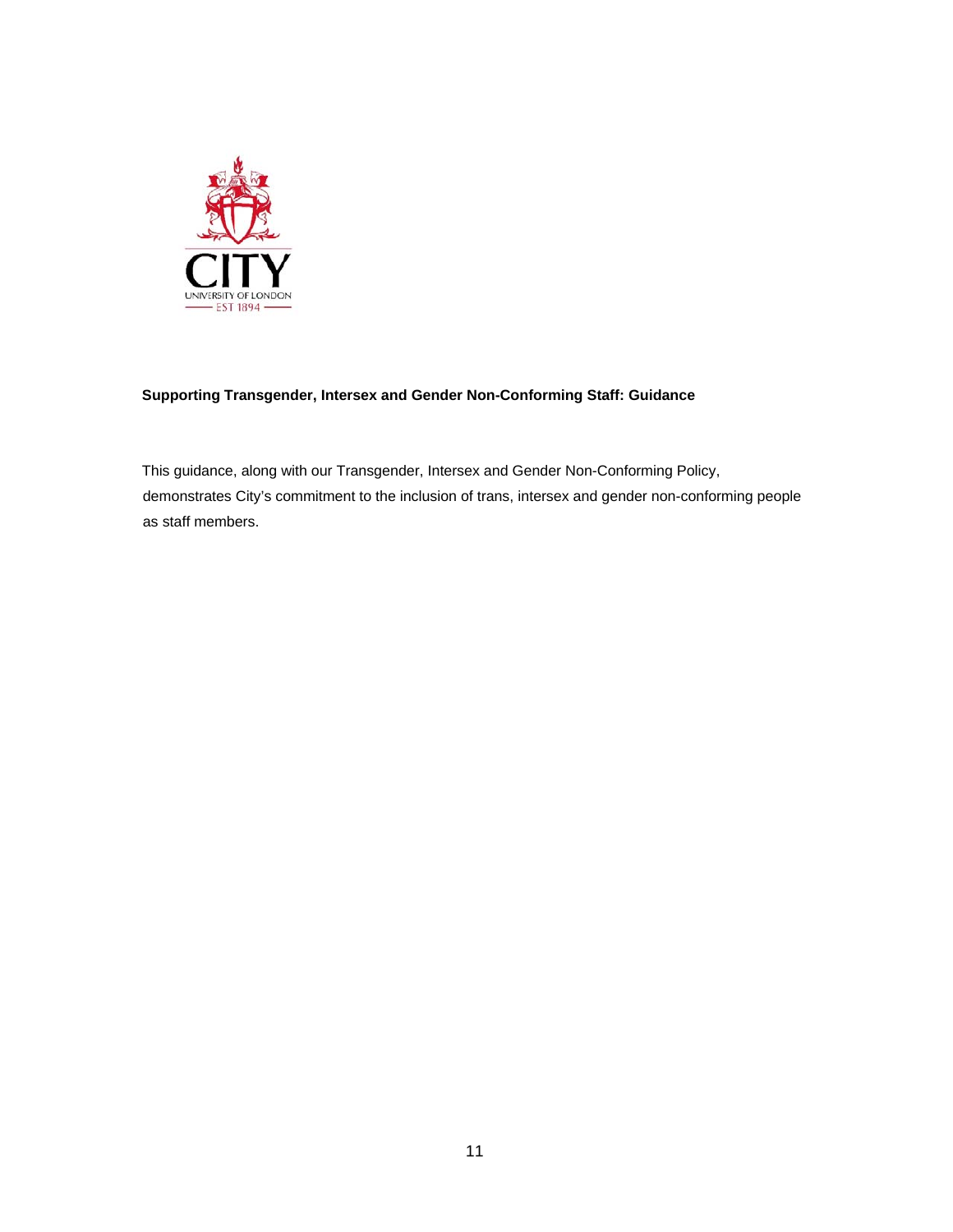**Supporting Transgender, Intersex and Gender Non-Conforming Staff: Guidance**

This guidance, along with our Transgender, Intersex and Gender Non-Conforming Policy, demonstrates City's commitment to the inclusion of trans, intersex and gender non-conforming people as staff members.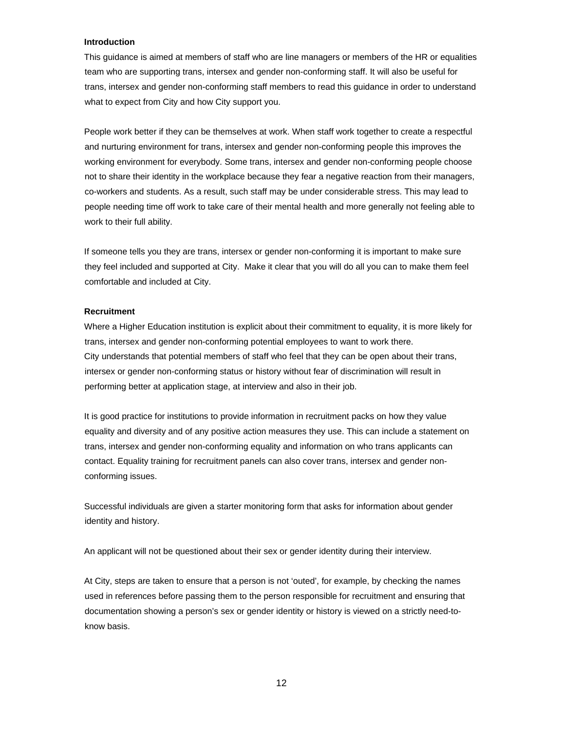**Introduction**

This guidance is aimed at members of staff who are line managers or members of the HR or equalities team who are supporting trans, intersex and gender non-conforming staff. It will also be useful for trans, intersex and gender non-conforming staff members to read this guidance in order to understand what to expect from City and how City support you.

People work better if they can be themselves at work. When staff work together to create a respectful and nurturing environment for trans, intersex and gender non-conforming people this improves the working environment for everybody. Some trans, intersex and gender non-conforming people choose not to share their identity in the workplace because they fear a negative reaction from their managers, co-workers and students. As a result, such staff may be under considerable stress. This may lead to people needing time off work to take care of their mental health and more generally not feeling able to work to their full ability.

If someone tells you they are trans, intersex or gender non-conforming it is important to make sure they feel included and supported at City. Make it clear that you will do all you can to make them feel comfortable and included at City.

**Recruitment**

Where a Higher Education institution is explicit about their commitment to equality, it is more likely for trans, intersex and gender non-conforming potential employees to want to work there. City understands that potential members of staff who feel that they can be open about their trans, intersex or gender non-conforming status or history without fear of discrimination will result in performing better at application stage, at interview and also in their job.

It is good practice for institutions to provide information in recruitment packs on how they value equality and diversity and of any positive action measures they use. This can include a statement on trans, intersex and gender non-conforming equality and information on who trans applicants can contact. Equality training for recruitment panels can also cover trans, intersex and gender non-conforming issues.

Successful individuals are given a starter monitoring form that asks for information about gender identity and history.

An applicant will not be questioned about their sex or gender identity during their interview.

At City, steps are taken to ensure that a person is not 'outed', for example, by checking the names used in references before passing them to the person responsible for recruitment and ensuring that documentation showing a person's sex or gender identity or history is viewed on a strictly need-to-know basis.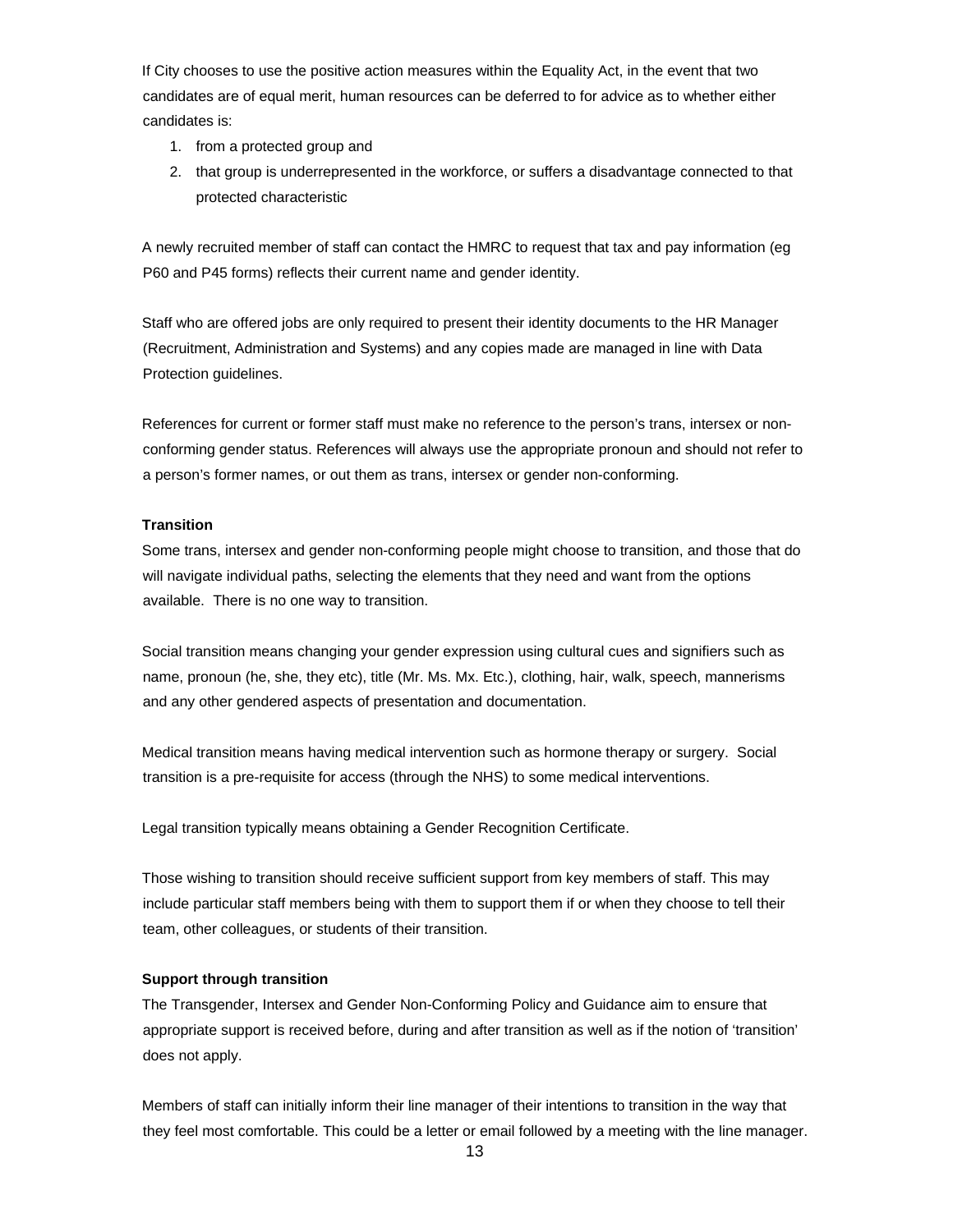If City chooses to use the positive action measures within the Equality Act, in the event that two candidates are of equal merit, human resources can be deferred to for advice as to whether either candidates is:

1. from a protected group and
2. that group is underrepresented in the workforce, or suffers a disadvantage connected to that protected characteristic

A newly recruited member of staff can contact the HMRC to request that tax and pay information (eg P60 and P45 forms) reflects their current name and gender identity.

Staff who are offered jobs are only required to present their identity documents to the HR Manager (Recruitment, Administration and Systems) and any copies made are managed in line with Data Protection guidelines.

References for current or former staff must make no reference to the person's trans, intersex or non-conforming gender status. References will always use the appropriate pronoun and should not refer to a person's former names, or out them as trans, intersex or gender non-conforming.

**Transition**

Some trans, intersex and gender non-conforming people might choose to transition, and those that do will navigate individual paths, selecting the elements that they need and want from the options available. There is no one way to transition.

Social transition means changing your gender expression using cultural cues and signifiers such as name, pronoun (he, she, they etc), title (Mr. Ms. Mx. Etc.), clothing, hair, walk, speech, mannerisms and any other gendered aspects of presentation and documentation.

Medical transition means having medical intervention such as hormone therapy or surgery. Social transition is a pre-requisite for access (through the NHS) to some medical interventions.

Legal transition typically means obtaining a Gender Recognition Certificate.

Those wishing to transition should receive sufficient support from key members of staff. This may include particular staff members being with them to support them if or when they choose to tell their team, other colleagues, or students of their transition.

**Support through transition**

The Transgender, Intersex and Gender Non-Conforming Policy and Guidance aim to ensure that appropriate support is received before, during and after transition as well as if the notion of 'transition' does not apply.

Members of staff can initially inform their line manager of their intentions to transition in the way that they feel most comfortable. This could be a letter or email followed by a meeting with the line manager.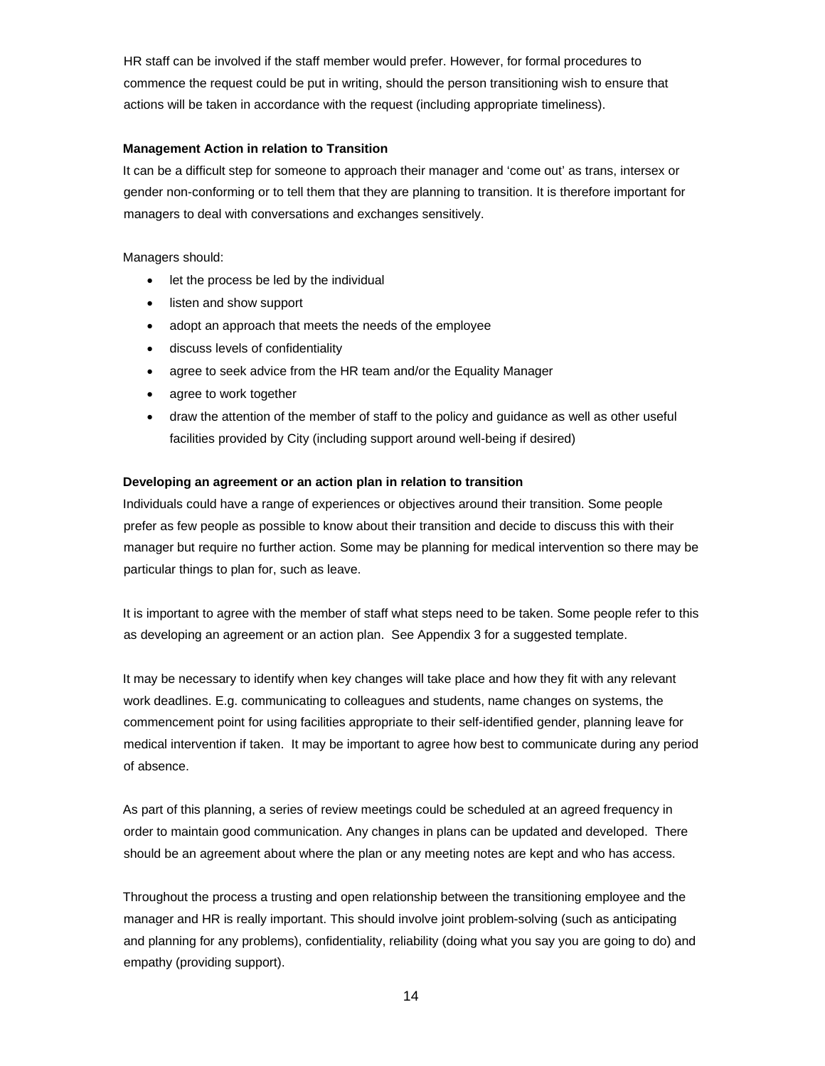HR staff can be involved if the staff member would prefer. However, for formal procedures to commence the request could be put in writing, should the person transitioning wish to ensure that actions will be taken in accordance with the request (including appropriate timeliness).

**Management Action in relation to Transition**

It can be a difficult step for someone to approach their manager and 'come out' as trans, intersex or gender non-conforming or to tell them that they are planning to transition. It is therefore important for managers to deal with conversations and exchanges sensitively.

Managers should:

- let the process be led by the individual
- listen and show support
- adopt an approach that meets the needs of the employee
- discuss levels of confidentiality
- agree to seek advice from the HR team and/or the Equality Manager
- agree to work together
- draw the attention of the member of staff to the policy and guidance as well as other useful facilities provided by City (including support around well-being if desired)

**Developing an agreement or an action plan in relation to transition**

Individuals could have a range of experiences or objectives around their transition. Some people prefer as few people as possible to know about their transition and decide to discuss this with their manager but require no further action. Some may be planning for medical intervention so there may be particular things to plan for, such as leave.

It is important to agree with the member of staff what steps need to be taken. Some people refer to this as developing an agreement or an action plan. See Appendix 3 for a suggested template.

It may be necessary to identify when key changes will take place and how they fit with any relevant work deadlines. E.g. communicating to colleagues and students, name changes on systems, the commencement point for using facilities appropriate to their self-identified gender, planning leave for medical intervention if taken. It may be important to agree how best to communicate during any period of absence.

As part of this planning, a series of review meetings could be scheduled at an agreed frequency in order to maintain good communication. Any changes in plans can be updated and developed. There should be an agreement about where the plan or any meeting notes are kept and who has access.

Throughout the process a trusting and open relationship between the transitioning employee and the manager and HR is really important. This should involve joint problem-solving (such as anticipating and planning for any problems), confidentiality, reliability (doing what you say you are going to do) and empathy (providing support).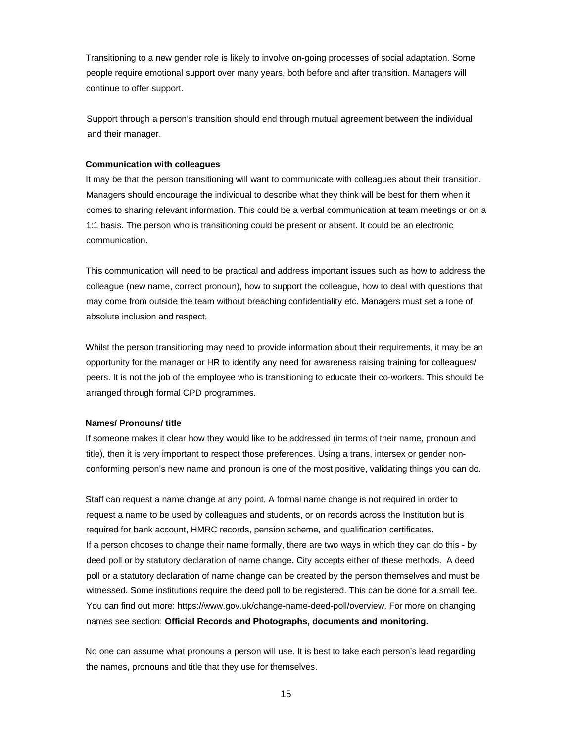Transitioning to a new gender role is likely to involve on-going processes of social adaptation. Some people require emotional support over many years, both before and after transition. Managers will continue to offer support.

Support through a person's transition should end through mutual agreement between the individual and their manager.

**Communication with colleagues**

It may be that the person transitioning will want to communicate with colleagues about their transition. Managers should encourage the individual to describe what they think will be best for them when it comes to sharing relevant information. This could be a verbal communication at team meetings or on a 1:1 basis. The person who is transitioning could be present or absent. It could be an electronic communication.

This communication will need to be practical and address important issues such as how to address the colleague (new name, correct pronoun), how to support the colleague, how to deal with questions that may come from outside the team without breaching confidentiality etc. Managers must set a tone of absolute inclusion and respect.

Whilst the person transitioning may need to provide information about their requirements, it may be an opportunity for the manager or HR to identify any need for awareness raising training for colleagues/ peers. It is not the job of the employee who is transitioning to educate their co-workers. This should be arranged through formal CPD programmes.

**Names/ Pronouns/ title**

If someone makes it clear how they would like to be addressed (in terms of their name, pronoun and title), then it is very important to respect those preferences. Using a trans, intersex or gender non-conforming person's new name and pronoun is one of the most positive, validating things you can do.

Staff can request a name change at any point. A formal name change is not required in order to request a name to be used by colleagues and students, or on records across the Institution but is required for bank account, HMRC records, pension scheme, and qualification certificates. If a person chooses to change their name formally, there are two ways in which they can do this - by deed poll or by statutory declaration of name change. City accepts either of these methods. A deed poll or a statutory declaration of name change can be created by the person themselves and must be witnessed. Some institutions require the deed poll to be registered. This can be done for a small fee. You can find out more: https://www.gov.uk/change-name-deed-poll/overview. For more on changing names see section: **Official Records and Photographs, documents and monitoring.**

No one can assume what pronouns a person will use. It is best to take each person's lead regarding the names, pronouns and title that they use for themselves.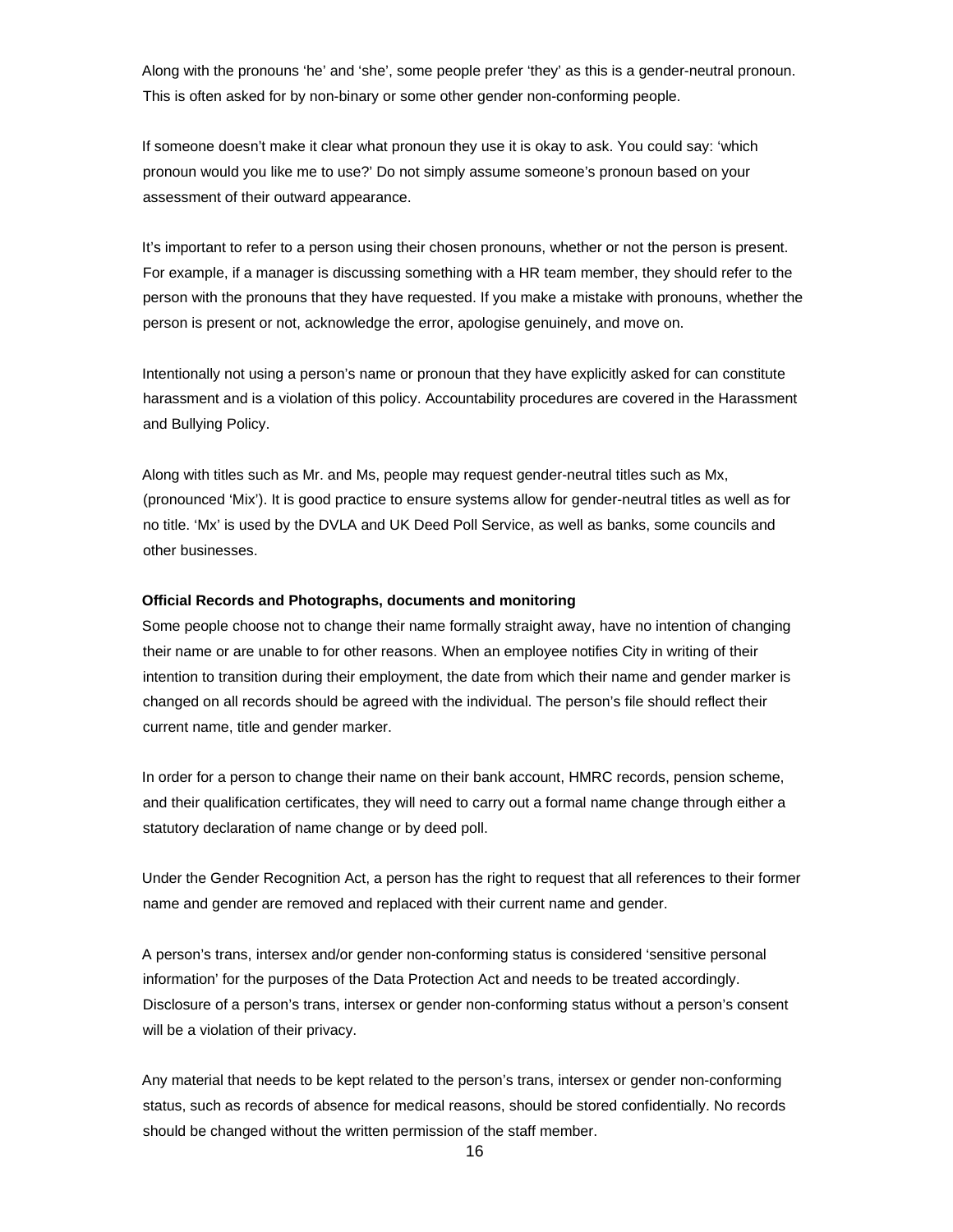Along with the pronouns 'he' and 'she', some people prefer 'they' as this is a gender-neutral pronoun. This is often asked for by non-binary or some other gender non-conforming people.

If someone doesn't make it clear what pronoun they use it is okay to ask. You could say: 'which pronoun would you like me to use?' Do not simply assume someone's pronoun based on your assessment of their outward appearance.

It's important to refer to a person using their chosen pronouns, whether or not the person is present. For example, if a manager is discussing something with a HR team member, they should refer to the person with the pronouns that they have requested. If you make a mistake with pronouns, whether the person is present or not, acknowledge the error, apologise genuinely, and move on.

Intentionally not using a person's name or pronoun that they have explicitly asked for can constitute harassment and is a violation of this policy. Accountability procedures are covered in the Harassment and Bullying Policy.

Along with titles such as Mr. and Ms, people may request gender-neutral titles such as Mx, (pronounced 'Mix'). It is good practice to ensure systems allow for gender-neutral titles as well as for no title. 'Mx' is used by the DVLA and UK Deed Poll Service, as well as banks, some councils and other businesses.

**Official Records and Photographs, documents and monitoring**

Some people choose not to change their name formally straight away, have no intention of changing their name or are unable to for other reasons. When an employee notifies City in writing of their intention to transition during their employment, the date from which their name and gender marker is changed on all records should be agreed with the individual. The person's file should reflect their current name, title and gender marker.

In order for a person to change their name on their bank account, HMRC records, pension scheme, and their qualification certificates, they will need to carry out a formal name change through either a statutory declaration of name change or by deed poll.

Under the Gender Recognition Act, a person has the right to request that all references to their former name and gender are removed and replaced with their current name and gender.

A person's trans, intersex and/or gender non-conforming status is considered 'sensitive personal information' for the purposes of the Data Protection Act and needs to be treated accordingly. Disclosure of a person's trans, intersex or gender non-conforming status without a person's consent will be a violation of their privacy.

Any material that needs to be kept related to the person's trans, intersex or gender non-conforming status, such as records of absence for medical reasons, should be stored confidentially. No records should be changed without the written permission of the staff member.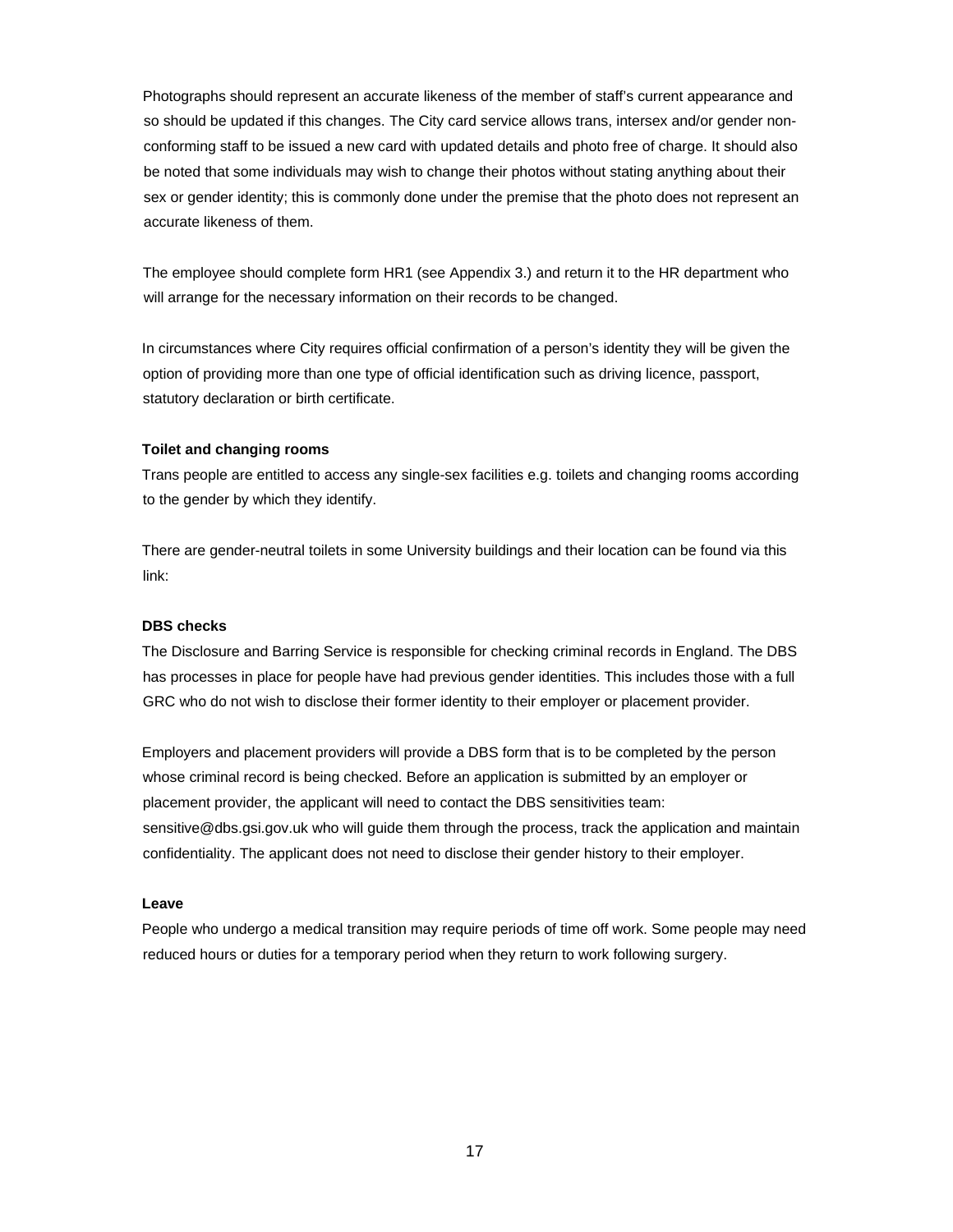Photographs should represent an accurate likeness of the member of staff's current appearance and so should be updated if this changes. The City card service allows trans, intersex and/or gender non-conforming staff to be issued a new card with updated details and photo free of charge. It should also be noted that some individuals may wish to change their photos without stating anything about their sex or gender identity; this is commonly done under the premise that the photo does not represent an accurate likeness of them.

The employee should complete form HR1 (see Appendix 3.) and return it to the HR department who will arrange for the necessary information on their records to be changed.

In circumstances where City requires official confirmation of a person's identity they will be given the option of providing more than one type of official identification such as driving licence, passport, statutory declaration or birth certificate.

**Toilet and changing rooms**

Trans people are entitled to access any single-sex facilities e.g. toilets and changing rooms according to the gender by which they identify.

There are gender-neutral toilets in some University buildings and their location can be found via this link:

**DBS checks**

The Disclosure and Barring Service is responsible for checking criminal records in England. The DBS has processes in place for people have had previous gender identities. This includes those with a full GRC who do not wish to disclose their former identity to their employer or placement provider.

Employers and placement providers will provide a DBS form that is to be completed by the person whose criminal record is being checked. Before an application is submitted by an employer or placement provider, the applicant will need to contact the DBS sensitivities team: sensitive@dbs.gsi.gov.uk who will guide them through the process, track the application and maintain confidentiality. The applicant does not need to disclose their gender history to their employer.

**Leave**

People who undergo a medical transition may require periods of time off work. Some people may need reduced hours or duties for a temporary period when they return to work following surgery.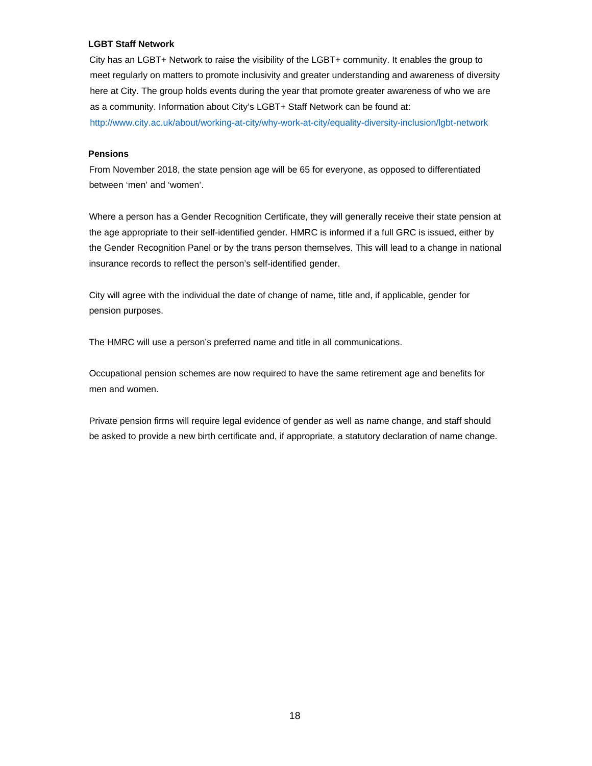### LGBT Staff Network

City has an LGBT+ Network to raise the visibility of the LGBT+ community. It enables the group to meet regularly on matters to promote inclusivity and greater understanding and awareness of diversity here at City. The group holds events during the year that promote greater awareness of who we are as a community. Information about City's LGBT+ Staff Network can be found at: http://www.city.ac.uk/about/working-at-city/why-work-at-city/equality-diversity-inclusion/lgbt-network

### Pensions

From November 2018, the state pension age will be 65 for everyone, as opposed to differentiated between 'men' and 'women'.

Where a person has a Gender Recognition Certificate, they will generally receive their state pension at the age appropriate to their self-identified gender. HMRC is informed if a full GRC is issued, either by the Gender Recognition Panel or by the trans person themselves. This will lead to a change in national insurance records to reflect the person's self-identified gender.

City will agree with the individual the date of change of name, title and, if applicable, gender for pension purposes.

The HMRC will use a person's preferred name and title in all communications.

Occupational pension schemes are now required to have the same retirement age and benefits for men and women.

Private pension firms will require legal evidence of gender as well as name change, and staff should be asked to provide a new birth certificate and, if appropriate, a statutory declaration of name change.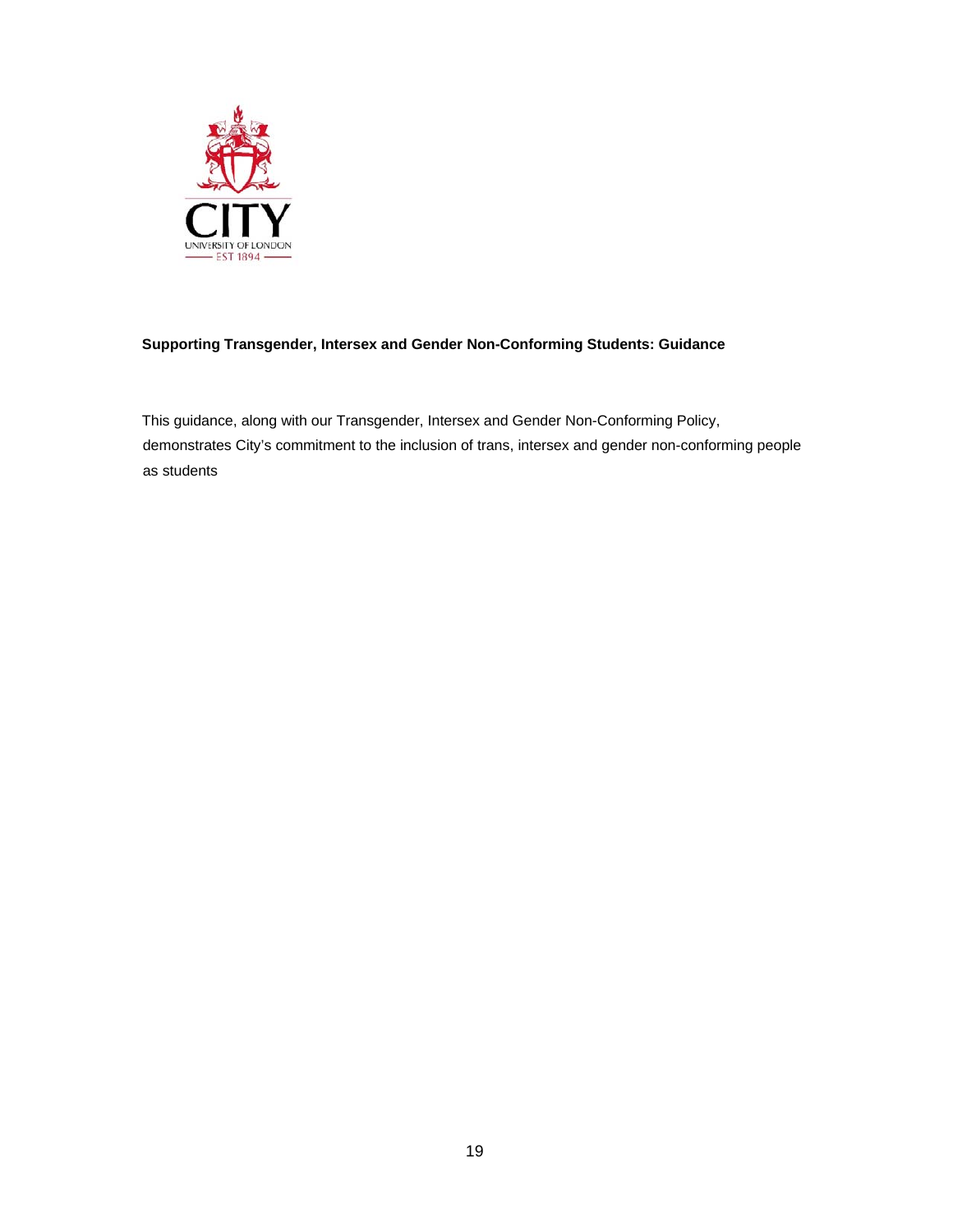**Supporting Transgender, Intersex and Gender Non-Conforming Students: Guidance**

This guidance, along with our Transgender, Intersex and Gender Non-Conforming Policy, demonstrates City's commitment to the inclusion of trans, intersex and gender non-conforming people as students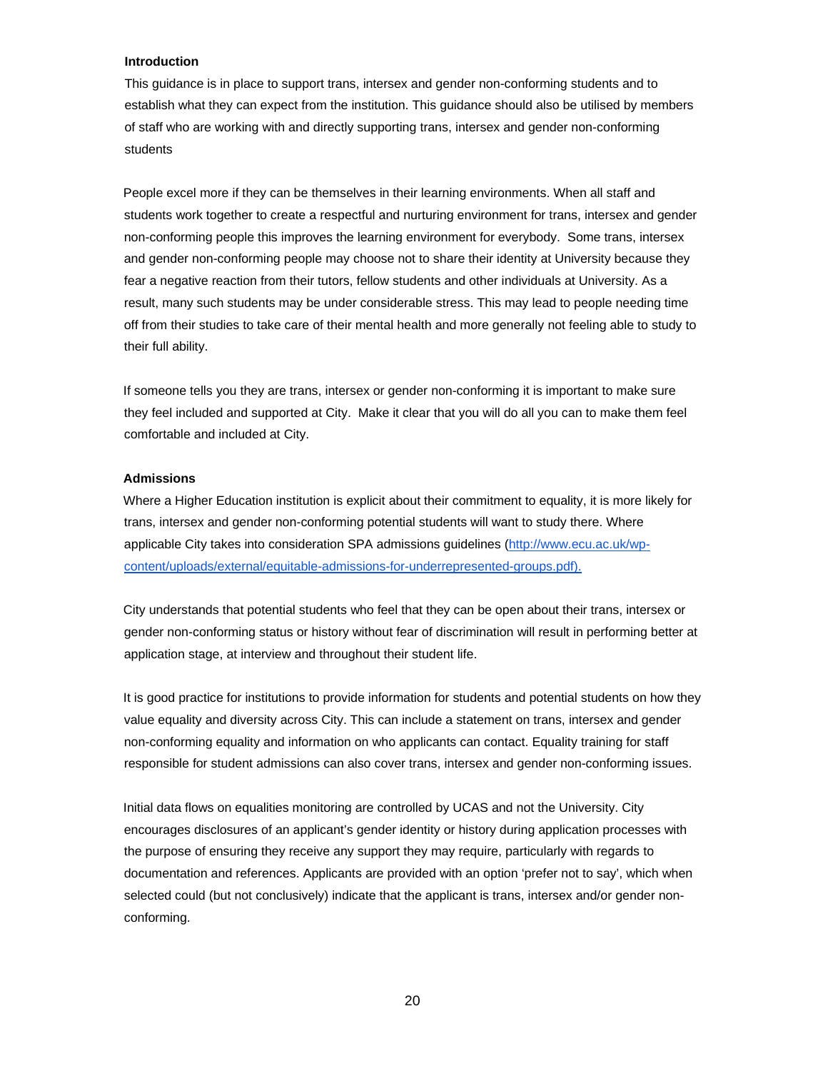**Introduction**

This guidance is in place to support trans, intersex and gender non-conforming students and to establish what they can expect from the institution. This guidance should also be utilised by members of staff who are working with and directly supporting trans, intersex and gender non-conforming students

People excel more if they can be themselves in their learning environments. When all staff and students work together to create a respectful and nurturing environment for trans, intersex and gender non-conforming people this improves the learning environment for everybody. Some trans, intersex and gender non-conforming people may choose not to share their identity at University because they fear a negative reaction from their tutors, fellow students and other individuals at University. As a result, many such students may be under considerable stress. This may lead to people needing time off from their studies to take care of their mental health and more generally not feeling able to study to their full ability.

If someone tells you they are trans, intersex or gender non-conforming it is important to make sure they feel included and supported at City. Make it clear that you will do all you can to make them feel comfortable and included at City.

**Admissions**

Where a Higher Education institution is explicit about their commitment to equality, it is more likely for trans, intersex and gender non-conforming potential students will want to study there. Where applicable City takes into consideration SPA admissions guidelines (http://www.ecu.ac.uk/wp-content/uploads/external/equitable-admissions-for-underrepresented-groups.pdf).

City understands that potential students who feel that they can be open about their trans, intersex or gender non-conforming status or history without fear of discrimination will result in performing better at application stage, at interview and throughout their student life.

It is good practice for institutions to provide information for students and potential students on how they value equality and diversity across City. This can include a statement on trans, intersex and gender non-conforming equality and information on who applicants can contact. Equality training for staff responsible for student admissions can also cover trans, intersex and gender non-conforming issues.

Initial data flows on equalities monitoring are controlled by UCAS and not the University. City encourages disclosures of an applicant's gender identity or history during application processes with the purpose of ensuring they receive any support they may require, particularly with regards to documentation and references. Applicants are provided with an option 'prefer not to say', which when selected could (but not conclusively) indicate that the applicant is trans, intersex and/or gender non-conforming.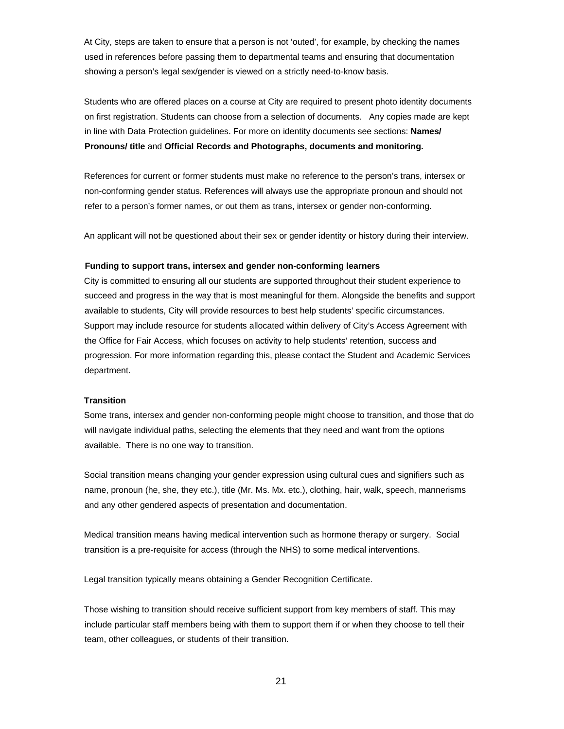At City, steps are taken to ensure that a person is not 'outed', for example, by checking the names used in references before passing them to departmental teams and ensuring that documentation showing a person's legal sex/gender is viewed on a strictly need-to-know basis.

Students who are offered places on a course at City are required to present photo identity documents on first registration. Students can choose from a selection of documents. Any copies made are kept in line with Data Protection guidelines. For more on identity documents see sections: **Names/ Pronouns/ title** and **Official Records and Photographs, documents and monitoring.**

References for current or former students must make no reference to the person's trans, intersex or non-conforming gender status. References will always use the appropriate pronoun and should not refer to a person's former names, or out them as trans, intersex or gender non-conforming.

An applicant will not be questioned about their sex or gender identity or history during their interview.

**Funding to support trans, intersex and gender non-conforming learners**

City is committed to ensuring all our students are supported throughout their student experience to succeed and progress in the way that is most meaningful for them. Alongside the benefits and support available to students, City will provide resources to best help students' specific circumstances. Support may include resource for students allocated within delivery of City's Access Agreement with the Office for Fair Access, which focuses on activity to help students' retention, success and progression. For more information regarding this, please contact the Student and Academic Services department.

**Transition**

Some trans, intersex and gender non-conforming people might choose to transition, and those that do will navigate individual paths, selecting the elements that they need and want from the options available. There is no one way to transition.

Social transition means changing your gender expression using cultural cues and signifiers such as name, pronoun (he, she, they etc.), title (Mr. Ms. Mx. etc.), clothing, hair, walk, speech, mannerisms and any other gendered aspects of presentation and documentation.

Medical transition means having medical intervention such as hormone therapy or surgery. Social transition is a pre-requisite for access (through the NHS) to some medical interventions.

Legal transition typically means obtaining a Gender Recognition Certificate.

Those wishing to transition should receive sufficient support from key members of staff. This may include particular staff members being with them to support them if or when they choose to tell their team, other colleagues, or students of their transition.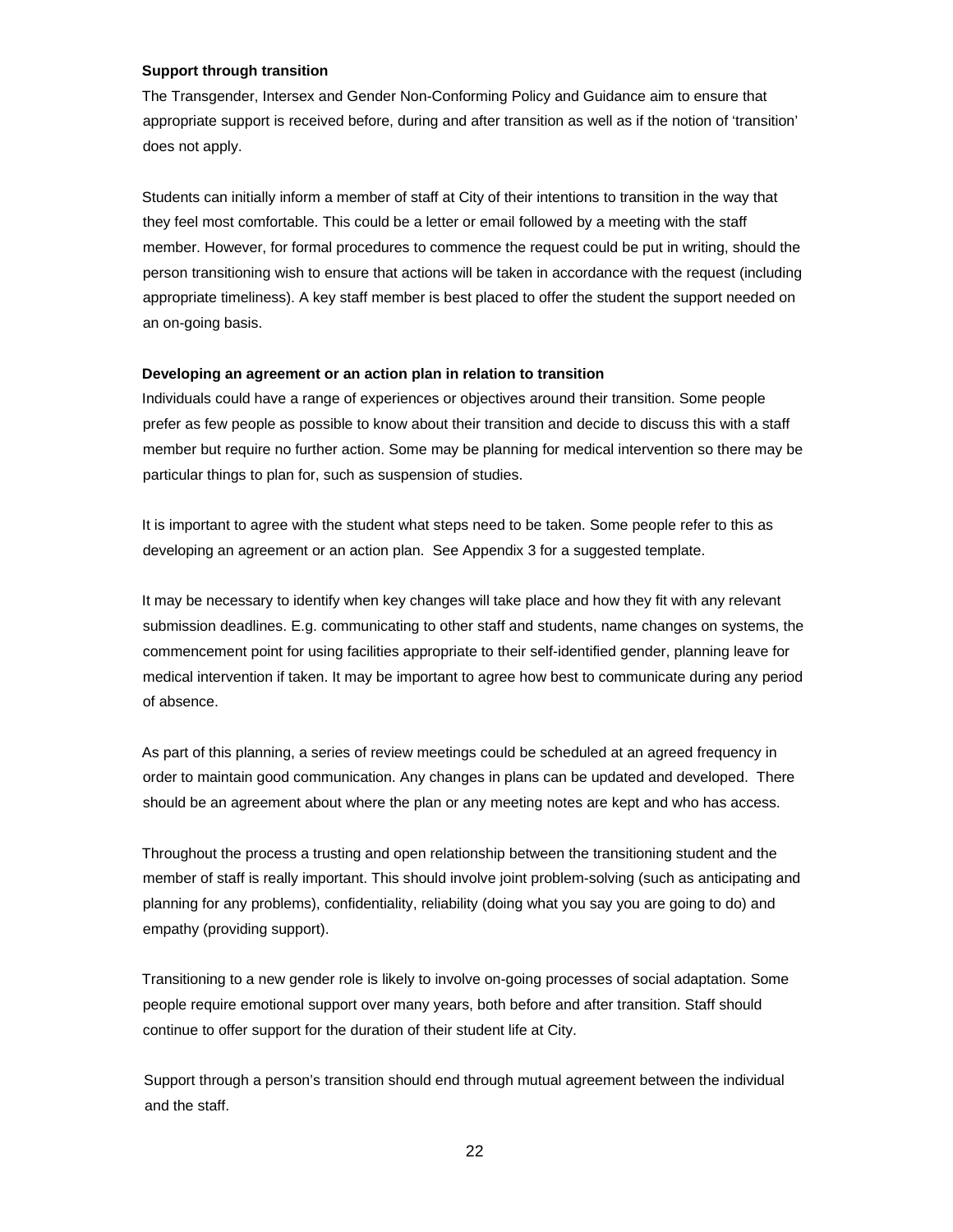### Support through transition

The Transgender, Intersex and Gender Non-Conforming Policy and Guidance aim to ensure that appropriate support is received before, during and after transition as well as if the notion of 'transition' does not apply.

Students can initially inform a member of staff at City of their intentions to transition in the way that they feel most comfortable. This could be a letter or email followed by a meeting with the staff member. However, for formal procedures to commence the request could be put in writing, should the person transitioning wish to ensure that actions will be taken in accordance with the request (including appropriate timeliness). A key staff member is best placed to offer the student the support needed on an on-going basis.

### Developing an agreement or an action plan in relation to transition

Individuals could have a range of experiences or objectives around their transition. Some people prefer as few people as possible to know about their transition and decide to discuss this with a staff member but require no further action. Some may be planning for medical intervention so there may be particular things to plan for, such as suspension of studies.

It is important to agree with the student what steps need to be taken. Some people refer to this as developing an agreement or an action plan. See Appendix 3 for a suggested template.

It may be necessary to identify when key changes will take place and how they fit with any relevant submission deadlines. E.g. communicating to other staff and students, name changes on systems, the commencement point for using facilities appropriate to their self-identified gender, planning leave for medical intervention if taken. It may be important to agree how best to communicate during any period of absence.

As part of this planning, a series of review meetings could be scheduled at an agreed frequency in order to maintain good communication. Any changes in plans can be updated and developed. There should be an agreement about where the plan or any meeting notes are kept and who has access.

Throughout the process a trusting and open relationship between the transitioning student and the member of staff is really important. This should involve joint problem-solving (such as anticipating and planning for any problems), confidentiality, reliability (doing what you say you are going to do) and empathy (providing support).

Transitioning to a new gender role is likely to involve on-going processes of social adaptation. Some people require emotional support over many years, both before and after transition. Staff should continue to offer support for the duration of their student life at City.

Support through a person's transition should end through mutual agreement between the individual and the staff.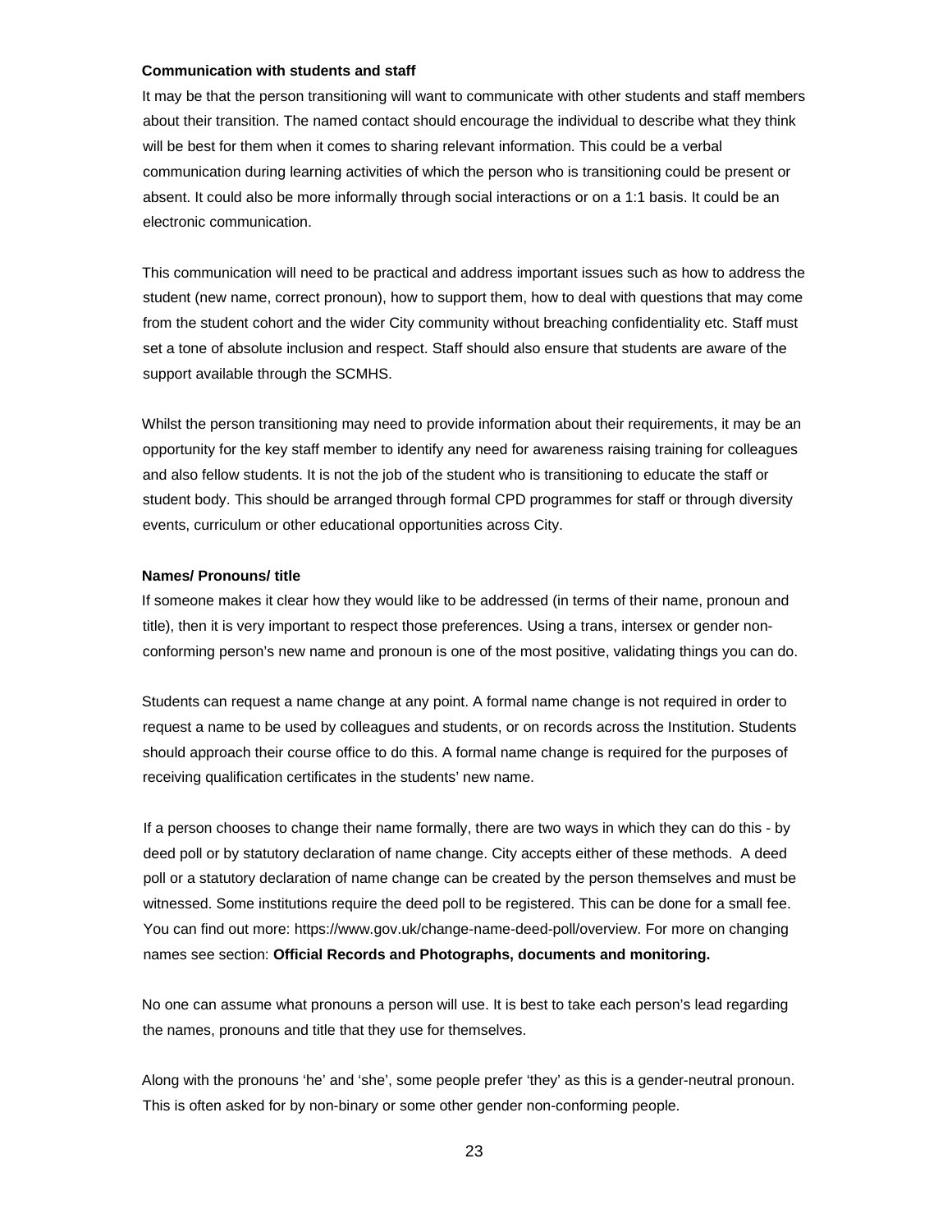**Communication with students and staff**

It may be that the person transitioning will want to communicate with other students and staff members about their transition. The named contact should encourage the individual to describe what they think will be best for them when it comes to sharing relevant information. This could be a verbal communication during learning activities of which the person who is transitioning could be present or absent. It could also be more informally through social interactions or on a 1:1 basis. It could be an electronic communication.

This communication will need to be practical and address important issues such as how to address the student (new name, correct pronoun), how to support them, how to deal with questions that may come from the student cohort and the wider City community without breaching confidentiality etc. Staff must set a tone of absolute inclusion and respect. Staff should also ensure that students are aware of the support available through the SCMHS.

Whilst the person transitioning may need to provide information about their requirements, it may be an opportunity for the key staff member to identify any need for awareness raising training for colleagues and also fellow students. It is not the job of the student who is transitioning to educate the staff or student body. This should be arranged through formal CPD programmes for staff or through diversity events, curriculum or other educational opportunities across City.

**Names/ Pronouns/ title**

If someone makes it clear how they would like to be addressed (in terms of their name, pronoun and title), then it is very important to respect those preferences. Using a trans, intersex or gender non-conforming person's new name and pronoun is one of the most positive, validating things you can do.

Students can request a name change at any point. A formal name change is not required in order to request a name to be used by colleagues and students, or on records across the Institution. Students should approach their course office to do this. A formal name change is required for the purposes of receiving qualification certificates in the students' new name.

If a person chooses to change their name formally, there are two ways in which they can do this - by deed poll or by statutory declaration of name change. City accepts either of these methods. A deed poll or a statutory declaration of name change can be created by the person themselves and must be witnessed. Some institutions require the deed poll to be registered. This can be done for a small fee. You can find out more: https://www.gov.uk/change-name-deed-poll/overview. For more on changing names see section: **Official Records and Photographs, documents and monitoring.**

No one can assume what pronouns a person will use. It is best to take each person's lead regarding the names, pronouns and title that they use for themselves.

Along with the pronouns 'he' and 'she', some people prefer 'they' as this is a gender-neutral pronoun. This is often asked for by non-binary or some other gender non-conforming people.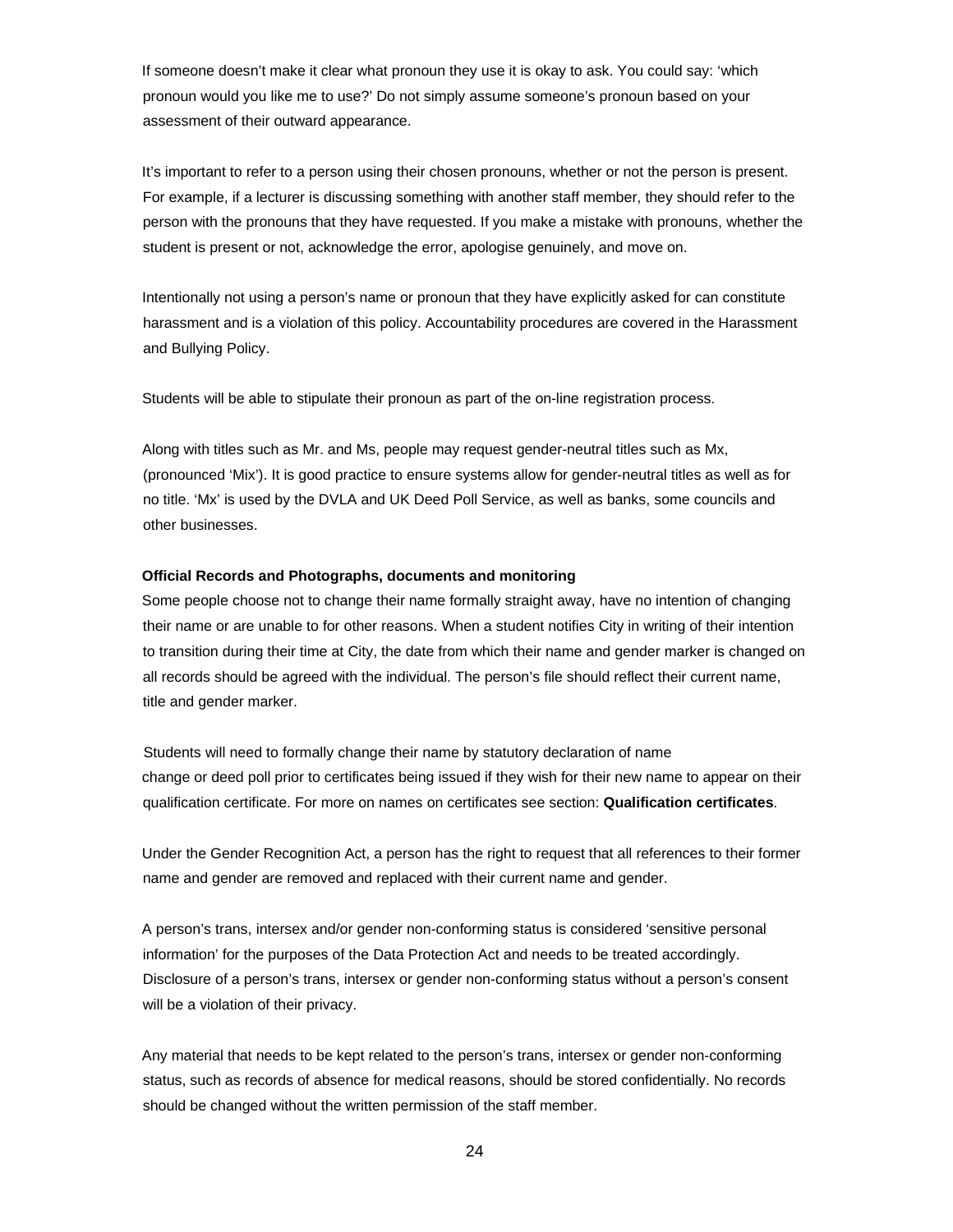If someone doesn't make it clear what pronoun they use it is okay to ask. You could say: 'which pronoun would you like me to use?' Do not simply assume someone's pronoun based on your assessment of their outward appearance.

It's important to refer to a person using their chosen pronouns, whether or not the person is present. For example, if a lecturer is discussing something with another staff member, they should refer to the person with the pronouns that they have requested. If you make a mistake with pronouns, whether the student is present or not, acknowledge the error, apologise genuinely, and move on.

Intentionally not using a person's name or pronoun that they have explicitly asked for can constitute harassment and is a violation of this policy. Accountability procedures are covered in the Harassment and Bullying Policy.

Students will be able to stipulate their pronoun as part of the on-line registration process.

Along with titles such as Mr. and Ms, people may request gender-neutral titles such as Mx, (pronounced 'Mix'). It is good practice to ensure systems allow for gender-neutral titles as well as for no title. 'Mx' is used by the DVLA and UK Deed Poll Service, as well as banks, some councils and other businesses.

**Official Records and Photographs, documents and monitoring**

Some people choose not to change their name formally straight away, have no intention of changing their name or are unable to for other reasons. When a student notifies City in writing of their intention to transition during their time at City, the date from which their name and gender marker is changed on all records should be agreed with the individual. The person's file should reflect their current name, title and gender marker.

Students will need to formally change their name by statutory declaration of name change or deed poll prior to certificates being issued if they wish for their new name to appear on their qualification certificate. For more on names on certificates see section: **Qualification certificates**.

Under the Gender Recognition Act, a person has the right to request that all references to their former name and gender are removed and replaced with their current name and gender.

A person's trans, intersex and/or gender non-conforming status is considered 'sensitive personal information' for the purposes of the Data Protection Act and needs to be treated accordingly. Disclosure of a person's trans, intersex or gender non-conforming status without a person's consent will be a violation of their privacy.

Any material that needs to be kept related to the person's trans, intersex or gender non-conforming status, such as records of absence for medical reasons, should be stored confidentially. No records should be changed without the written permission of the staff member.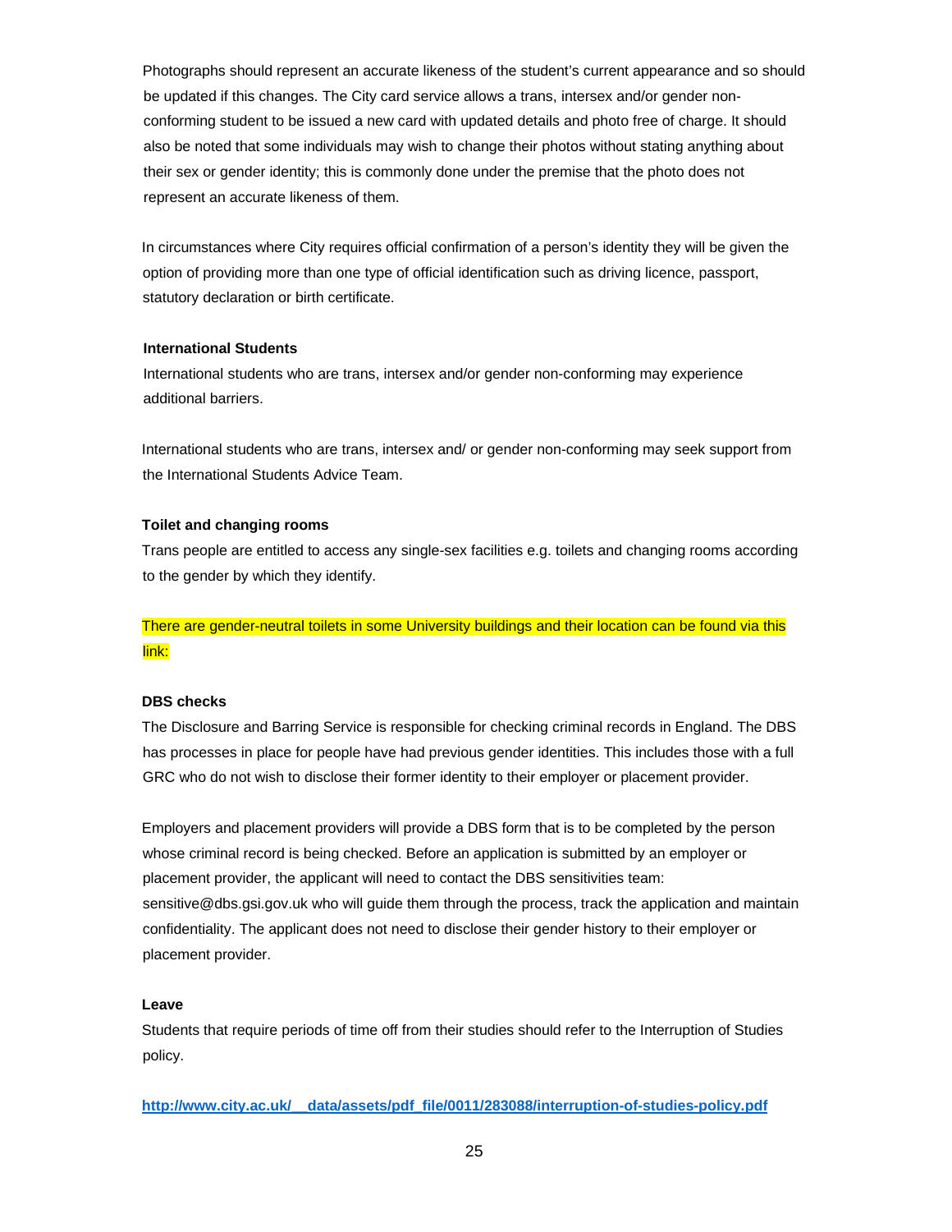Photographs should represent an accurate likeness of the student's current appearance and so should be updated if this changes. The City card service allows a trans, intersex and/or gender non-conforming student to be issued a new card with updated details and photo free of charge. It should also be noted that some individuals may wish to change their photos without stating anything about their sex or gender identity; this is commonly done under the premise that the photo does not represent an accurate likeness of them.

In circumstances where City requires official confirmation of a person's identity they will be given the option of providing more than one type of official identification such as driving licence, passport, statutory declaration or birth certificate.

**International Students**

International students who are trans, intersex and/or gender non-conforming may experience additional barriers.

International students who are trans, intersex and/ or gender non-conforming may seek support from the International Students Advice Team.

**Toilet and changing rooms**

Trans people are entitled to access any single-sex facilities e.g. toilets and changing rooms according to the gender by which they identify.

There are gender-neutral toilets in some University buildings and their location can be found via this link:

**DBS checks**

The Disclosure and Barring Service is responsible for checking criminal records in England. The DBS has processes in place for people have had previous gender identities. This includes those with a full GRC who do not wish to disclose their former identity to their employer or placement provider.

Employers and placement providers will provide a DBS form that is to be completed by the person whose criminal record is being checked. Before an application is submitted by an employer or placement provider, the applicant will need to contact the DBS sensitivities team: sensitive@dbs.gsi.gov.uk who will guide them through the process, track the application and maintain confidentiality. The applicant does not need to disclose their gender history to their employer or placement provider.

**Leave**

Students that require periods of time off from their studies should refer to the Interruption of Studies policy.

**http://www.city.ac.uk/__data/assets/pdf_file/0011/283088/interruption-of-studies-policy.pdf**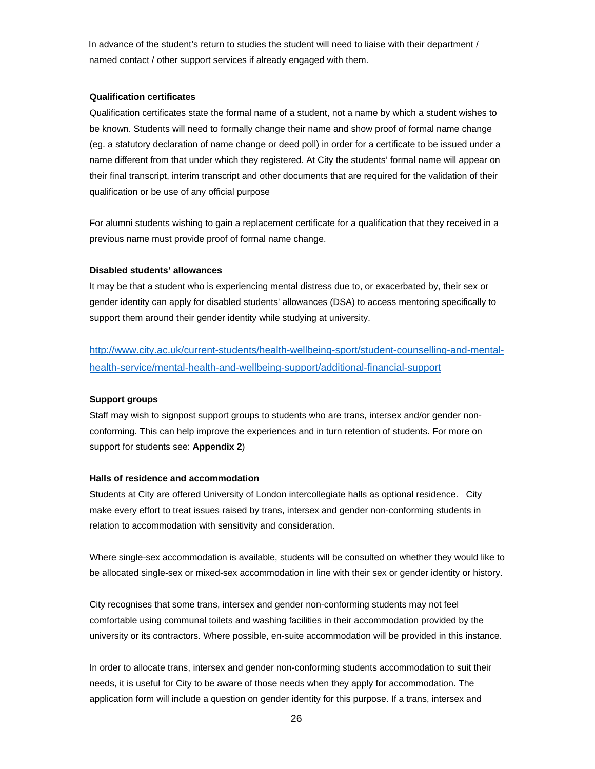In advance of the student's return to studies the student will need to liaise with their department / named contact / other support services if already engaged with them.

**Qualification certificates**

Qualification certificates state the formal name of a student, not a name by which a student wishes to be known. Students will need to formally change their name and show proof of formal name change (eg. a statutory declaration of name change or deed poll) in order for a certificate to be issued under a name different from that under which they registered. At City the students' formal name will appear on their final transcript, interim transcript and other documents that are required for the validation of their qualification or be use of any official purpose

For alumni students wishing to gain a replacement certificate for a qualification that they received in a previous name must provide proof of formal name change.

**Disabled students' allowances**

It may be that a student who is experiencing mental distress due to, or exacerbated by, their sex or gender identity can apply for disabled students' allowances (DSA) to access mentoring specifically to support them around their gender identity while studying at university.

http://www.city.ac.uk/current-students/health-wellbeing-sport/student-counselling-and-mental-health-service/mental-health-and-wellbeing-support/additional-financial-support

**Support groups**

Staff may wish to signpost support groups to students who are trans, intersex and/or gender non-conforming. This can help improve the experiences and in turn retention of students. For more on support for students see: **Appendix 2**)

**Halls of residence and accommodation**

Students at City are offered University of London intercollegiate halls as optional residence. City make every effort to treat issues raised by trans, intersex and gender non-conforming students in relation to accommodation with sensitivity and consideration.

Where single-sex accommodation is available, students will be consulted on whether they would like to be allocated single-sex or mixed-sex accommodation in line with their sex or gender identity or history.

City recognises that some trans, intersex and gender non-conforming students may not feel comfortable using communal toilets and washing facilities in their accommodation provided by the university or its contractors. Where possible, en-suite accommodation will be provided in this instance.

In order to allocate trans, intersex and gender non-conforming students accommodation to suit their needs, it is useful for City to be aware of those needs when they apply for accommodation. The application form will include a question on gender identity for this purpose. If a trans, intersex and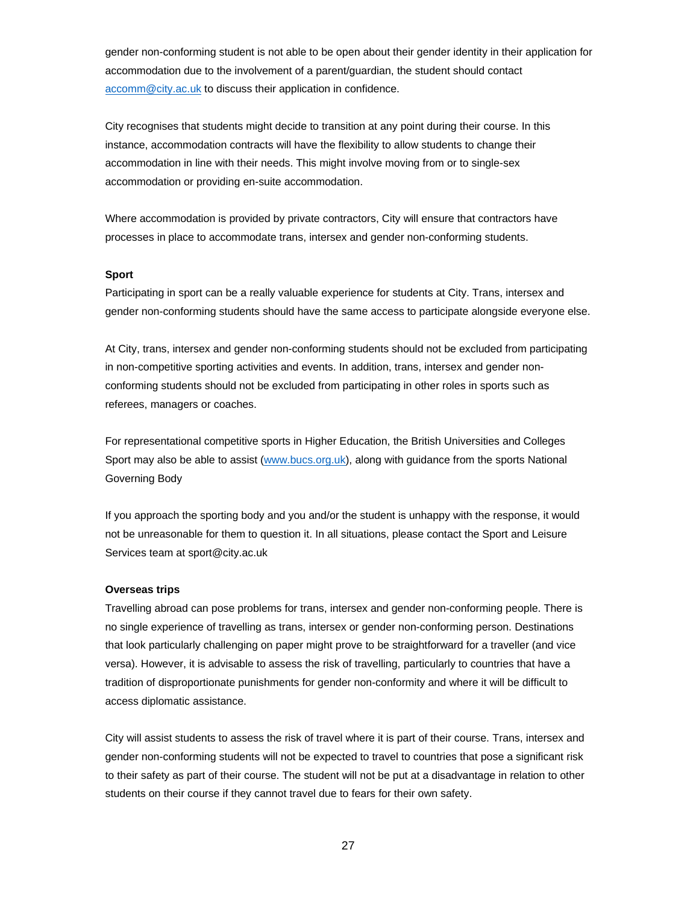gender non-conforming student is not able to be open about their gender identity in their application for accommodation due to the involvement of a parent/guardian, the student should contact [accomm@city.ac.uk](mailto:accomm@city.ac.uk) to discuss their application in confidence.

City recognises that students might decide to transition at any point during their course. In this instance, accommodation contracts will have the flexibility to allow students to change their accommodation in line with their needs. This might involve moving from or to single-sex accommodation or providing en-suite accommodation.

Where accommodation is provided by private contractors, City will ensure that contractors have processes in place to accommodate trans, intersex and gender non-conforming students.

**Sport**

Participating in sport can be a really valuable experience for students at City. Trans, intersex and gender non-conforming students should have the same access to participate alongside everyone else.

At City, trans, intersex and gender non-conforming students should not be excluded from participating in non-competitive sporting activities and events. In addition, trans, intersex and gender non-conforming students should not be excluded from participating in other roles in sports such as referees, managers or coaches.

For representational competitive sports in Higher Education, the British Universities and Colleges Sport may also be able to assist ([www.bucs.org.uk](http://www.bucs.org.uk)), along with guidance from the sports National Governing Body

If you approach the sporting body and you and/or the student is unhappy with the response, it would not be unreasonable for them to question it. In all situations, please contact the Sport and Leisure Services team at sport@city.ac.uk

**Overseas trips**

Travelling abroad can pose problems for trans, intersex and gender non-conforming people. There is no single experience of travelling as trans, intersex or gender non-conforming person. Destinations that look particularly challenging on paper might prove to be straightforward for a traveller (and vice versa). However, it is advisable to assess the risk of travelling, particularly to countries that have a tradition of disproportionate punishments for gender non-conformity and where it will be difficult to access diplomatic assistance.

City will assist students to assess the risk of travel where it is part of their course. Trans, intersex and gender non-conforming students will not be expected to travel to countries that pose a significant risk to their safety as part of their course. The student will not be put at a disadvantage in relation to other students on their course if they cannot travel due to fears for their own safety.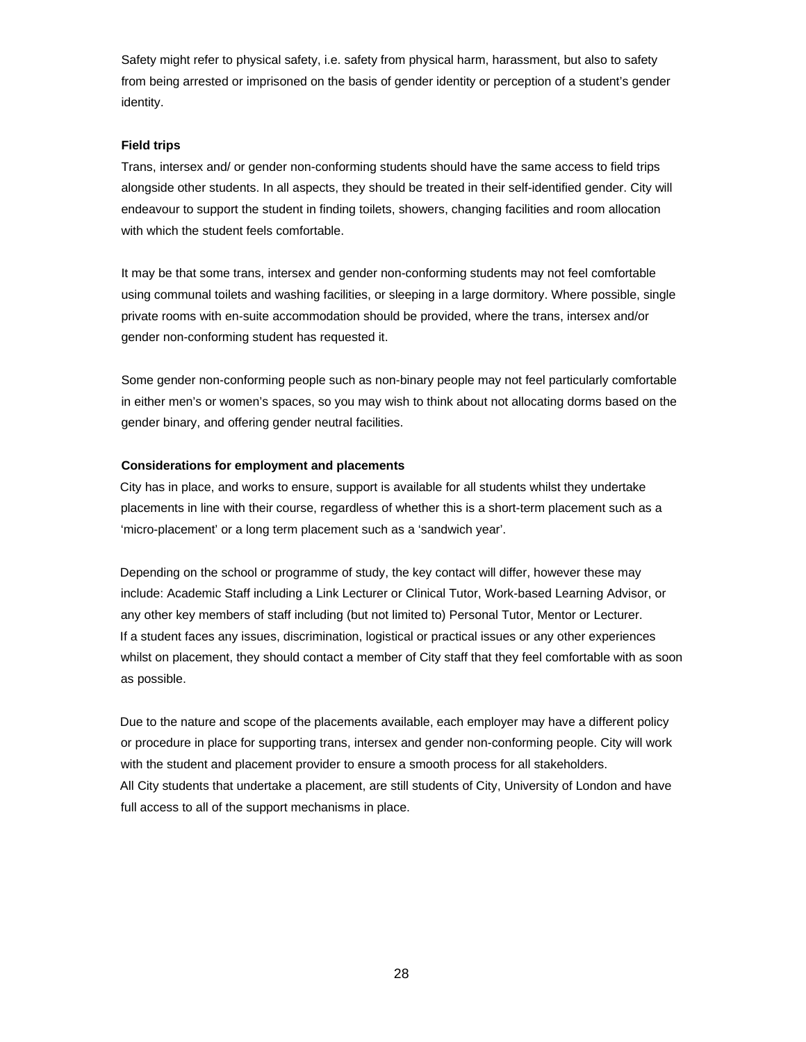Safety might refer to physical safety, i.e. safety from physical harm, harassment, but also to safety from being arrested or imprisoned on the basis of gender identity or perception of a student's gender identity.

**Field trips**

Trans, intersex and/ or gender non-conforming students should have the same access to field trips alongside other students. In all aspects, they should be treated in their self-identified gender. City will endeavour to support the student in finding toilets, showers, changing facilities and room allocation with which the student feels comfortable.

It may be that some trans, intersex and gender non-conforming students may not feel comfortable using communal toilets and washing facilities, or sleeping in a large dormitory. Where possible, single private rooms with en-suite accommodation should be provided, where the trans, intersex and/or gender non-conforming student has requested it.

Some gender non-conforming people such as non-binary people may not feel particularly comfortable in either men's or women's spaces, so you may wish to think about not allocating dorms based on the gender binary, and offering gender neutral facilities.

**Considerations for employment and placements**

City has in place, and works to ensure, support is available for all students whilst they undertake placements in line with their course, regardless of whether this is a short-term placement such as a 'micro-placement' or a long term placement such as a 'sandwich year'.

Depending on the school or programme of study, the key contact will differ, however these may include: Academic Staff including a Link Lecturer or Clinical Tutor, Work-based Learning Advisor, or any other key members of staff including (but not limited to) Personal Tutor, Mentor or Lecturer. If a student faces any issues, discrimination, logistical or practical issues or any other experiences whilst on placement, they should contact a member of City staff that they feel comfortable with as soon as possible.

Due to the nature and scope of the placements available, each employer may have a different policy or procedure in place for supporting trans, intersex and gender non-conforming people. City will work with the student and placement provider to ensure a smooth process for all stakeholders. All City students that undertake a placement, are still students of City, University of London and have full access to all of the support mechanisms in place.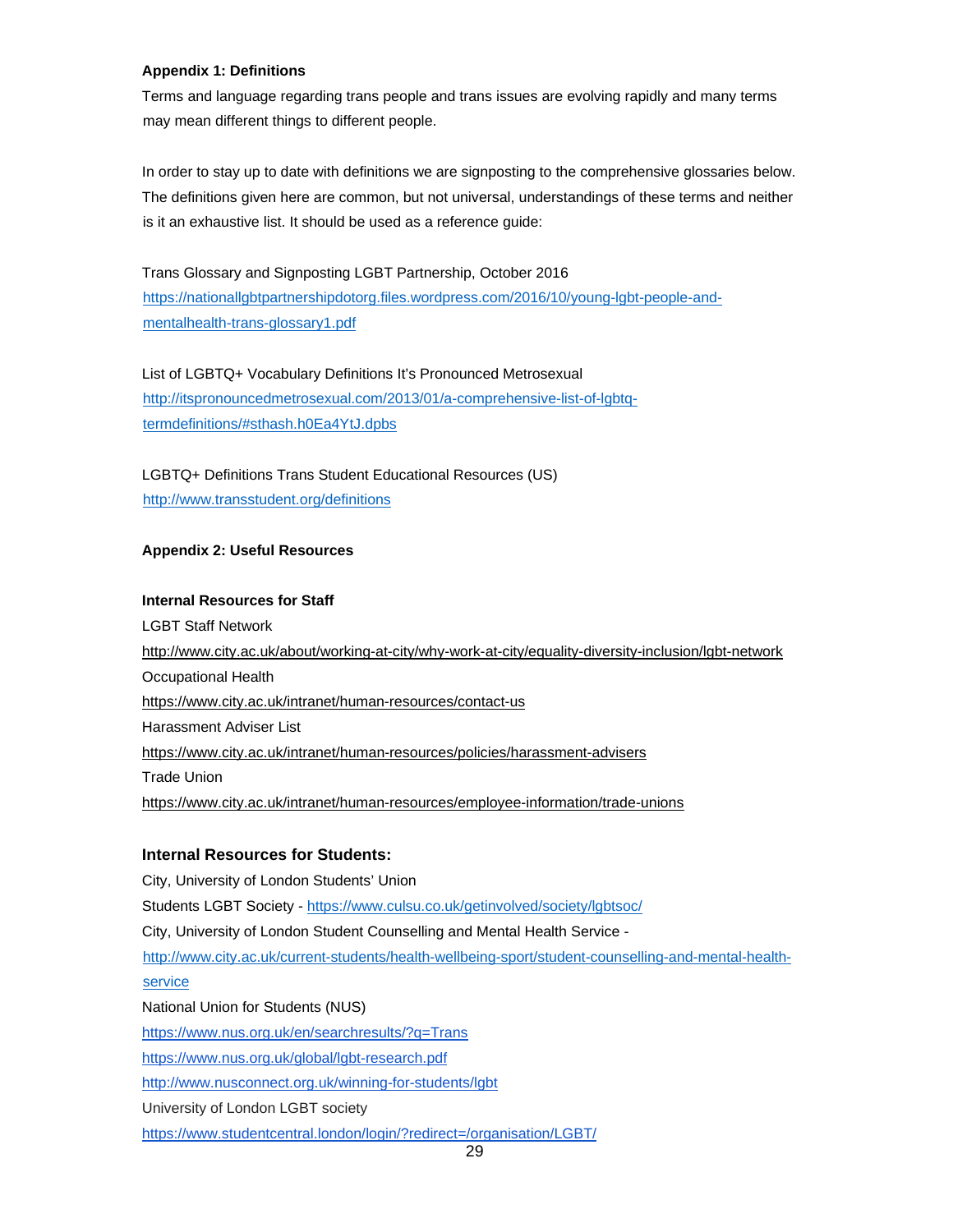**Appendix 1: Definitions**

Terms and language regarding trans people and trans issues are evolving rapidly and many terms may mean different things to different people.

In order to stay up to date with definitions we are signposting to the comprehensive glossaries below. The definitions given here are common, but not universal, understandings of these terms and neither is it an exhaustive list. It should be used as a reference guide:

Trans Glossary and Signposting LGBT Partnership, October 2016
https://nationallgbtpartnershipdotorg.files.wordpress.com/2016/10/young-lgbt-people-and-mentalhealth-trans-glossary1.pdf

List of LGBTQ+ Vocabulary Definitions It's Pronounced Metrosexual
http://itspronouncedmetrosexual.com/2013/01/a-comprehensive-list-of-lgbtq-termdefinitions/#sthash.h0Ea4YtJ.dpbs

LGBTQ+ Definitions Trans Student Educational Resources (US)
http://www.transstudent.org/definitions

**Appendix 2: Useful Resources**

**Internal Resources for Staff**

LGBT Staff Network
http://www.city.ac.uk/about/working-at-city/why-work-at-city/equality-diversity-inclusion/lgbt-network

Occupational Health
https://www.city.ac.uk/intranet/human-resources/contact-us

Harassment Adviser List
https://www.city.ac.uk/intranet/human-resources/policies/harassment-advisers

Trade Union
https://www.city.ac.uk/intranet/human-resources/employee-information/trade-unions

**Internal Resources for Students:**

City, University of London Students' Union

Students LGBT Society - https://www.culsu.co.uk/getinvolved/society/lgbtsoc/

City, University of London Student Counselling and Mental Health Service -
http://www.city.ac.uk/current-students/health-wellbeing-sport/student-counselling-and-mental-health-service

National Union for Students (NUS)
https://www.nus.org.uk/en/searchresults/?q=Trans
https://www.nus.org.uk/global/lgbt-research.pdf
http://www.nusconnect.org.uk/winning-for-students/lgbt

University of London LGBT society
https://www.studentcentral.london/login/?redirect=/organisation/LGBT/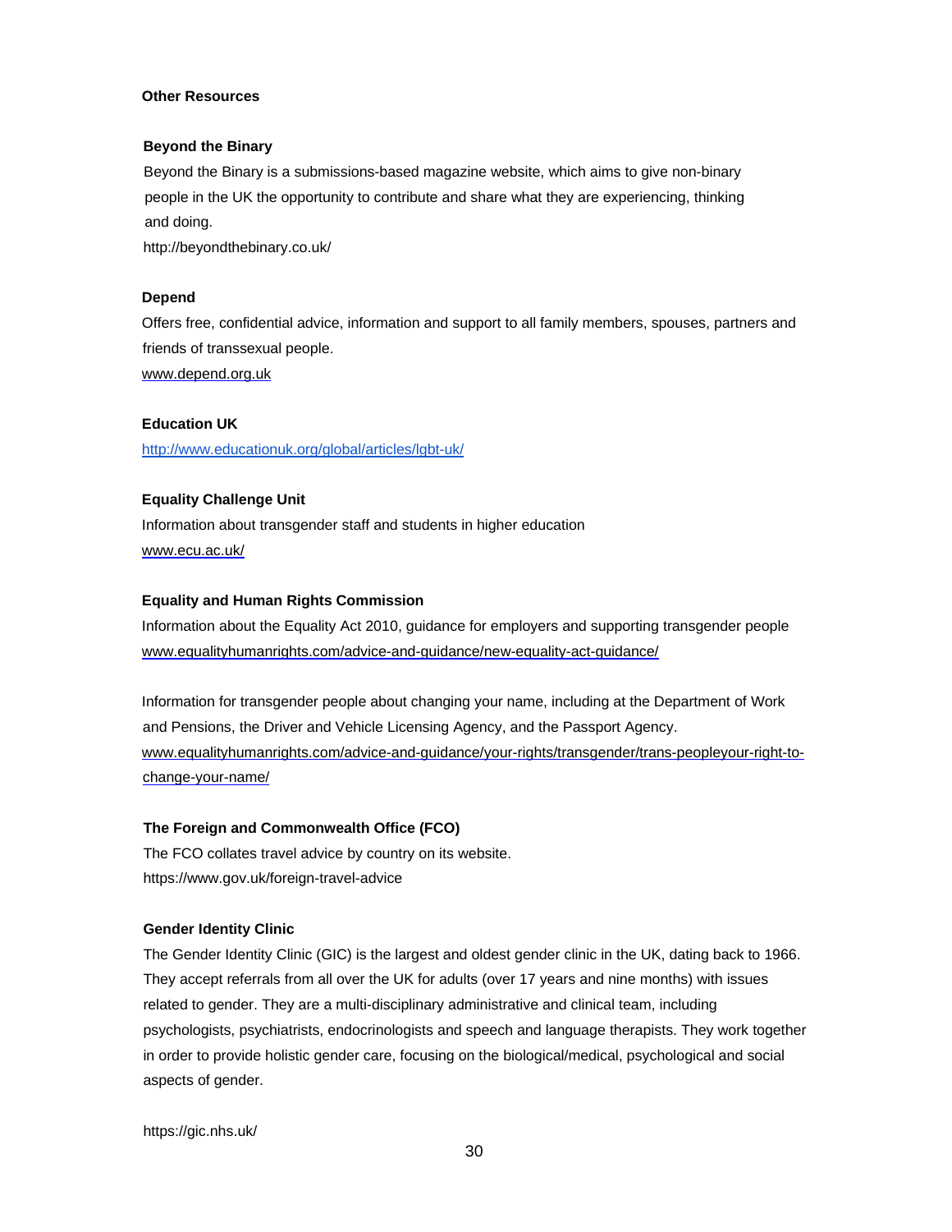## Other Resources

### Beyond the Binary

Beyond the Binary is a submissions-based magazine website, which aims to give non-binary people in the UK the opportunity to contribute and share what they are experiencing, thinking and doing.

http://beyondthebinary.co.uk/

### Depend

Offers free, confidential advice, information and support to all family members, spouses, partners and friends of transsexual people.

www.depend.org.uk

### Education UK

http://www.educationuk.org/global/articles/lgbt-uk/

### Equality Challenge Unit

Information about transgender staff and students in higher education

www.ecu.ac.uk/

### Equality and Human Rights Commission

Information about the Equality Act 2010, guidance for employers and supporting transgender people

www.equalityhumanrights.com/advice-and-guidance/new-equality-act-guidance/

Information for transgender people about changing your name, including at the Department of Work and Pensions, the Driver and Vehicle Licensing Agency, and the Passport Agency.

www.equalityhumanrights.com/advice-and-guidance/your-rights/transgender/trans-peopleyour-right-to-change-your-name/

### The Foreign and Commonwealth Office (FCO)

The FCO collates travel advice by country on its website.

https://www.gov.uk/foreign-travel-advice

### Gender Identity Clinic

The Gender Identity Clinic (GIC) is the largest and oldest gender clinic in the UK, dating back to 1966. They accept referrals from all over the UK for adults (over 17 years and nine months) with issues related to gender. They are a multi-disciplinary administrative and clinical team, including psychologists, psychiatrists, endocrinologists and speech and language therapists. They work together in order to provide holistic gender care, focusing on the biological/medical, psychological and social aspects of gender.

https://gic.nhs.uk/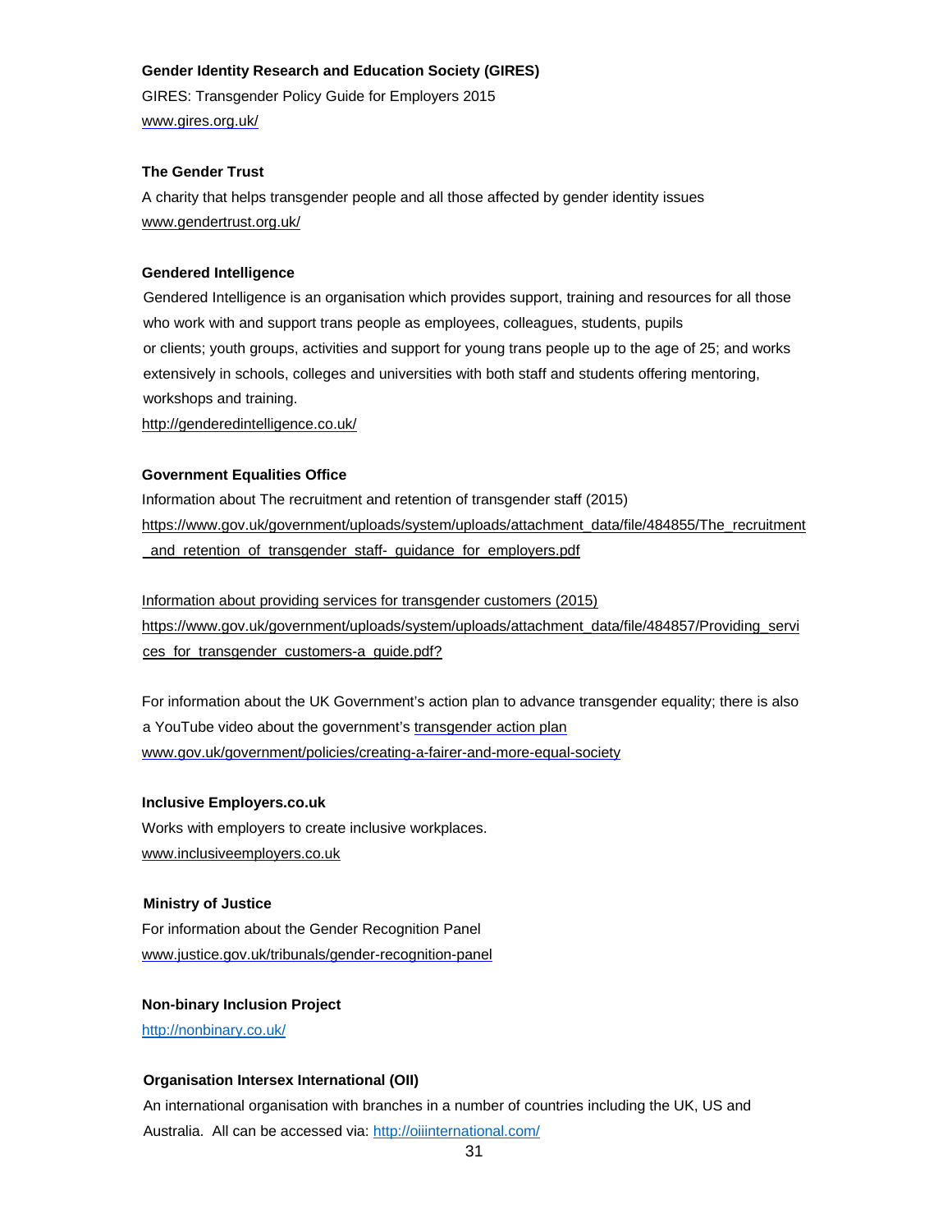**Gender Identity Research and Education Society (GIRES)**

GIRES: Transgender Policy Guide for Employers 2015

www.gires.org.uk/

**The Gender Trust**

A charity that helps transgender people and all those affected by gender identity issues

www.gendertrust.org.uk/

**Gendered Intelligence**

Gendered Intelligence is an organisation which provides support, training and resources for all those who work with and support trans people as employees, colleagues, students, pupils or clients; youth groups, activities and support for young trans people up to the age of 25; and works extensively in schools, colleges and universities with both staff and students offering mentoring, workshops and training.

http://genderedintelligence.co.uk/

**Government Equalities Office**

Information about The recruitment and retention of transgender staff (2015)

https://www.gov.uk/government/uploads/system/uploads/attachment_data/file/484855/The_recruitment_and_retention_of_transgender_staff-_guidance_for_employers.pdf

Information about providing services for transgender customers (2015)

https://www.gov.uk/government/uploads/system/uploads/attachment_data/file/484857/Providing_services_for_transgender_customers-a_guide.pdf?

For information about the UK Government's action plan to advance transgender equality; there is also a YouTube video about the government's transgender action plan

www.gov.uk/government/policies/creating-a-fairer-and-more-equal-society

**Inclusive Employers.co.uk**

Works with employers to create inclusive workplaces.

www.inclusiveemployers.co.uk

**Ministry of Justice**

For information about the Gender Recognition Panel

www.justice.gov.uk/tribunals/gender-recognition-panel

**Non-binary Inclusion Project**

http://nonbinary.co.uk/

**Organisation Intersex International (OII)**

An international organisation with branches in a number of countries including the UK, US and Australia. All can be accessed via: http://oiiinternational.com/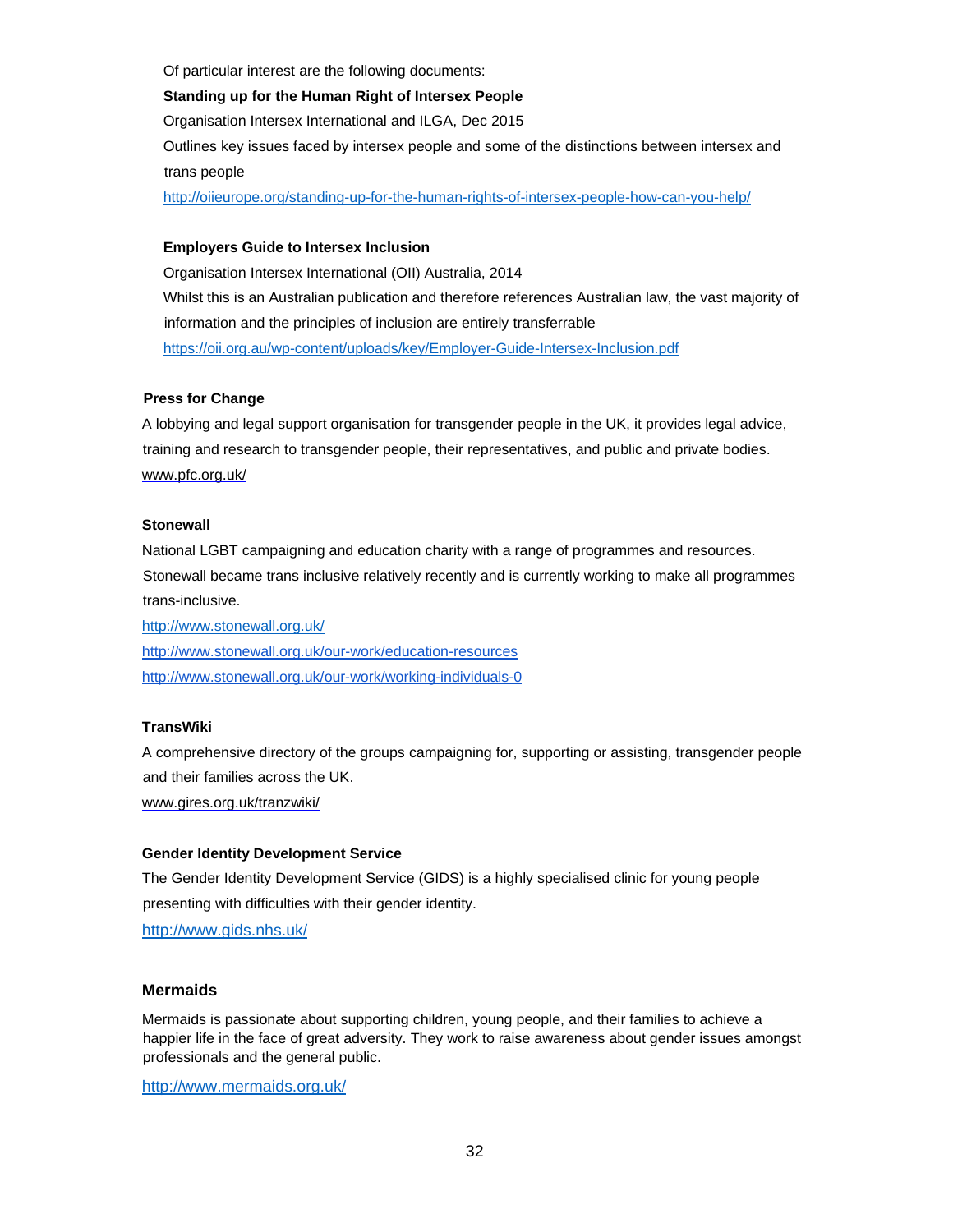Of particular interest are the following documents:

**Standing up for the Human Right of Intersex People**

Organisation Intersex International and ILGA, Dec 2015

Outlines key issues faced by intersex people and some of the distinctions between intersex and trans people

http://oiieurope.org/standing-up-for-the-human-rights-of-intersex-people-how-can-you-help/

**Employers Guide to Intersex Inclusion**

Organisation Intersex International (OII) Australia, 2014

Whilst this is an Australian publication and therefore references Australian law, the vast majority of information and the principles of inclusion are entirely transferrable

https://oii.org.au/wp-content/uploads/key/Employer-Guide-Intersex-Inclusion.pdf

**Press for Change**

A lobbying and legal support organisation for transgender people in the UK, it provides legal advice, training and research to transgender people, their representatives, and public and private bodies.

www.pfc.org.uk/

**Stonewall**

National LGBT campaigning and education charity with a range of programmes and resources. Stonewall became trans inclusive relatively recently and is currently working to make all programmes trans-inclusive.

http://www.stonewall.org.uk/

http://www.stonewall.org.uk/our-work/education-resources

http://www.stonewall.org.uk/our-work/working-individuals-0

**TransWiki**

A comprehensive directory of the groups campaigning for, supporting or assisting, transgender people and their families across the UK.

www.gires.org.uk/tranzwiki/

**Gender Identity Development Service**

The Gender Identity Development Service (GIDS) is a highly specialised clinic for young people presenting with difficulties with their gender identity.

http://www.gids.nhs.uk/

**Mermaids**

Mermaids is passionate about supporting children, young people, and their families to achieve a happier life in the face of great adversity. They work to raise awareness about gender issues amongst professionals and the general public.

http://www.mermaids.org.uk/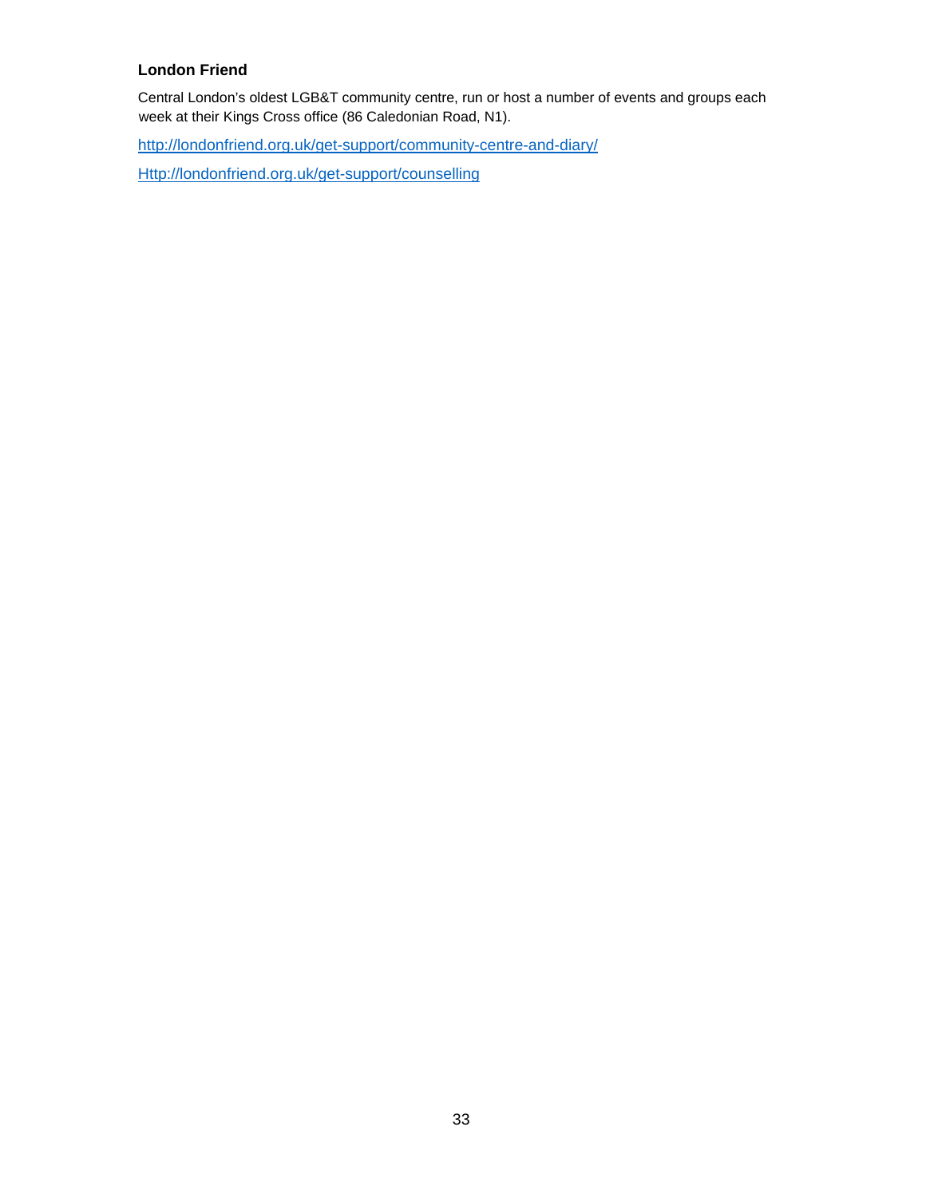**London Friend**

Central London's oldest LGB&T community centre, run or host a number of events and groups each week at their Kings Cross office (86 Caledonian Road, N1).

http://londonfriend.org.uk/get-support/community-centre-and-diary/

Http://londonfriend.org.uk/get-support/counselling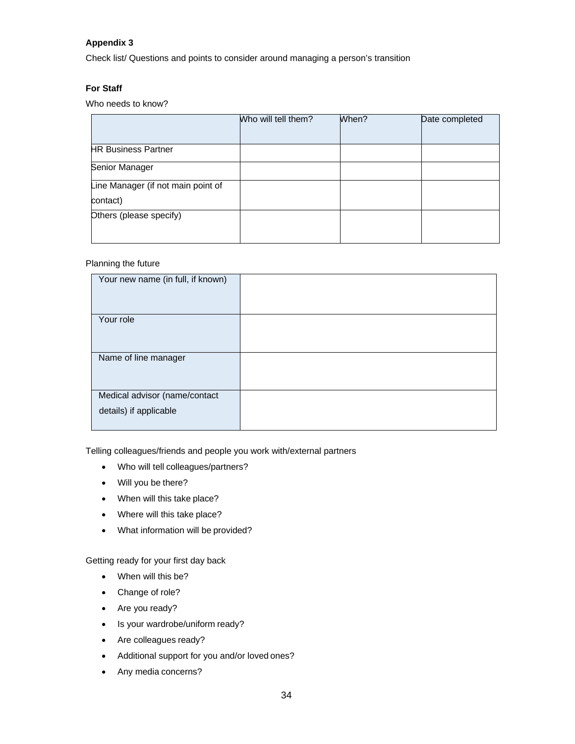**Appendix 3**

Check list/ Questions and points to consider around managing a person's transition

**For Staff**

Who needs to know?

| | Who will tell them? | When? | Date completed |
|---|---|---|---|
| HR Business Partner | | | |
| Senior Manager | | | |
| Line Manager (if not main point of contact) | | | |
| Others (please specify) | | | |

Planning the future

| | |
|---|---|
| Your new name (in full, if known) | |
| Your role | |
| Name of line manager | |
| Medical advisor (name/contact details) if applicable | |

Telling colleagues/friends and people you work with/external partners

- Who will tell colleagues/partners?
- Will you be there?
- When will this take place?
- Where will this take place?
- What information will be provided?

Getting ready for your first day back

- When will this be?
- Change of role?
- Are you ready?
- Is your wardrobe/uniform ready?
- Are colleagues ready?
- Additional support for you and/or loved ones?
- Any media concerns?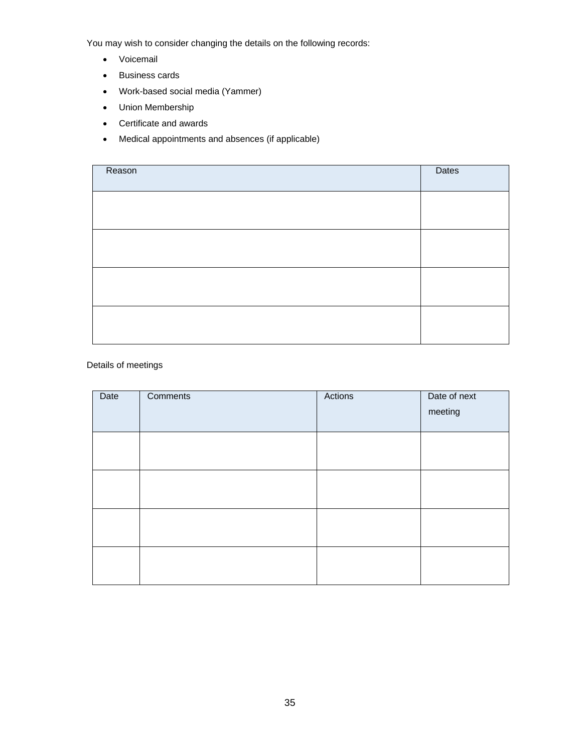You may wish to consider changing the details on the following records:

- Voicemail
- Business cards
- Work-based social media (Yammer)
- Union Membership
- Certificate and awards
- Medical appointments and absences (if applicable)

| Reason | Dates |
|---|---|
| | |
| | |
| | |
| | |

Details of meetings

| Date | Comments | Actions | Date of next meeting |
|---|---|---|---|
| | | | |
| | | | |
| | | | |
| | | | |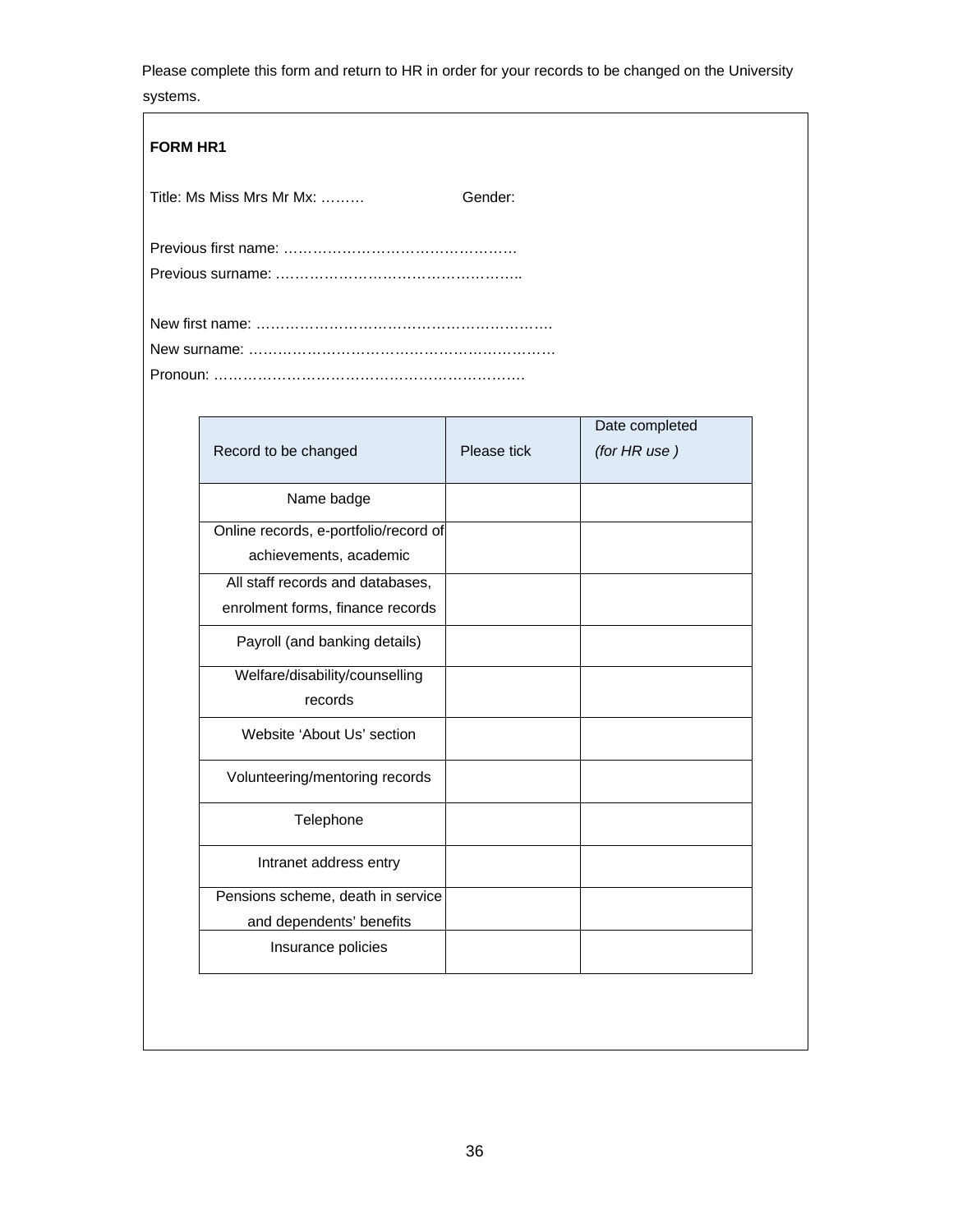Please complete this form and return to HR in order for your records to be changed on the University systems.

**FORM HR1**

Title: Ms Miss Mrs Mr Mx: ……… Gender:

Previous first name: …………………………………………
Previous surname: ……………………………………………..

New first name: …………………………………………………….
New surname: ………………………………………………………
Pronoun: ……………………………………………………….

| Record to be changed | Please tick | Date completed *(for HR use )* |
|---|---|---|
| Name badge | | |
| Online records, e-portfolio/record of achievements, academic | | |
| All staff records and databases, enrolment forms, finance records | | |
| Payroll (and banking details) | | |
| Welfare/disability/counselling records | | |
| Website ‘About Us’ section | | |
| Volunteering/mentoring records | | |
| Telephone | | |
| Intranet address entry | | |
| Pensions scheme, death in service and dependents’ benefits | | |
| Insurance policies | | |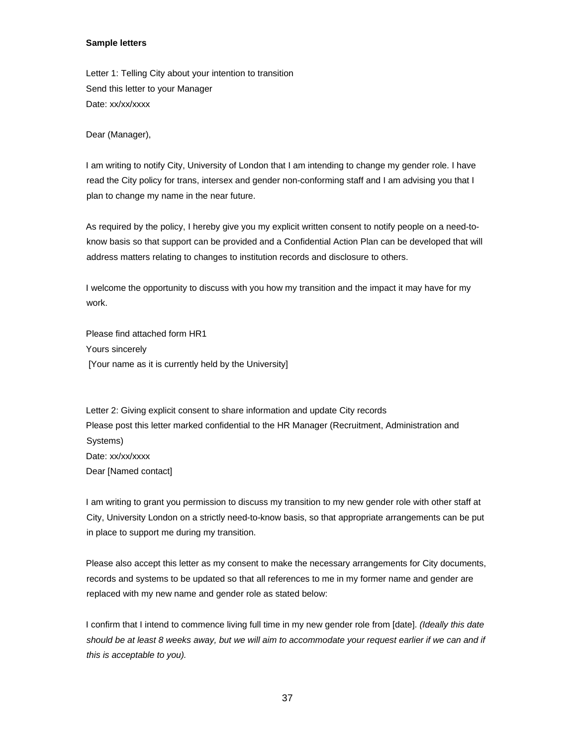**Sample letters**

Letter 1: Telling City about your intention to transition

Send this letter to your Manager

Date: xx/xx/xxxx

Dear (Manager),

I am writing to notify City, University of London that I am intending to change my gender role. I have read the City policy for trans, intersex and gender non-conforming staff and I am advising you that I plan to change my name in the near future.

As required by the policy, I hereby give you my explicit written consent to notify people on a need-to-know basis so that support can be provided and a Confidential Action Plan can be developed that will address matters relating to changes to institution records and disclosure to others.

I welcome the opportunity to discuss with you how my transition and the impact it may have for my work.

Please find attached form HR1

Yours sincerely

[Your name as it is currently held by the University]

Letter 2: Giving explicit consent to share information and update City records

Please post this letter marked confidential to the HR Manager (Recruitment, Administration and Systems)

Date: xx/xx/xxxx

Dear [Named contact]

I am writing to grant you permission to discuss my transition to my new gender role with other staff at City, University London on a strictly need-to-know basis, so that appropriate arrangements can be put in place to support me during my transition.

Please also accept this letter as my consent to make the necessary arrangements for City documents, records and systems to be updated so that all references to me in my former name and gender are replaced with my new name and gender role as stated below:

I confirm that I intend to commence living full time in my new gender role from [date]. *(Ideally this date should be at least 8 weeks away, but we will aim to accommodate your request earlier if we can and if this is acceptable to you).*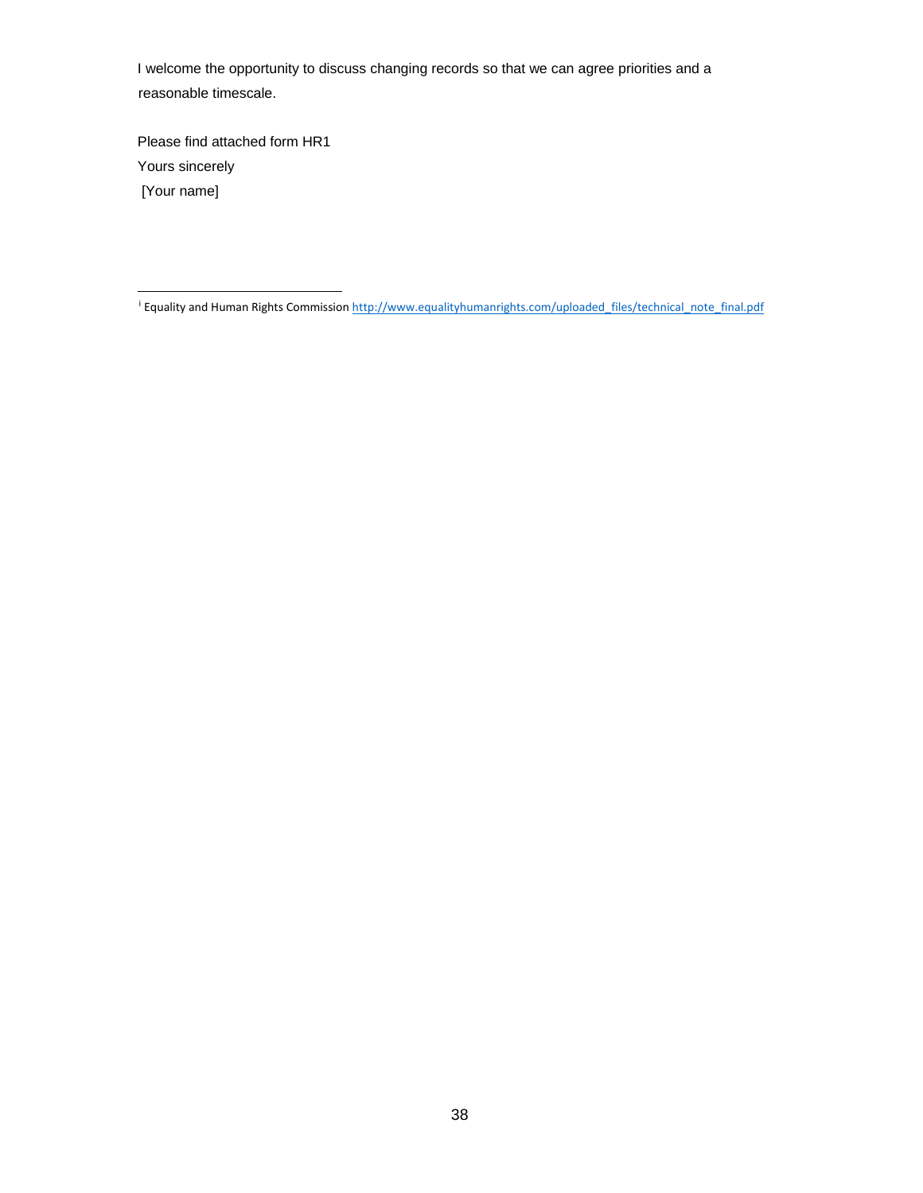I welcome the opportunity to discuss changing records so that we can agree priorities and a reasonable timescale.

Please find attached form HR1

Yours sincerely

[Your name]

---

[i] Equality and Human Rights Commission http://www.equalityhumanrights.com/uploaded_files/technical_note_final.pdf